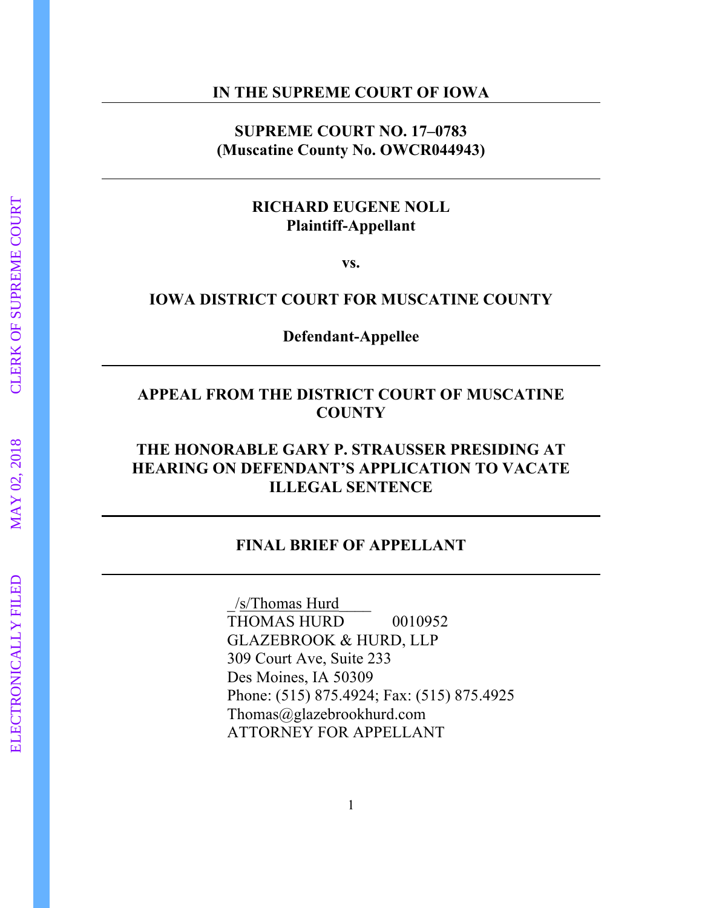**IN THE SUPREME COURT OF IOWA**

---

**SUPREME COURT NO. 17–0783**
**(Muscatine County No. OWCR044943)**

---

**RICHARD EUGENE NOLL**
**Plaintiff-Appellant**

**vs.**

**IOWA DISTRICT COURT FOR MUSCATINE COUNTY**

**Defendant-Appellee**

---

**APPEAL FROM THE DISTRICT COURT OF MUSCATINE COUNTY**

**THE HONORABLE GARY P. STRAUSSER PRESIDING AT HEARING ON DEFENDANT'S APPLICATION TO VACATE ILLEGAL SENTENCE**

---

**FINAL BRIEF OF APPELLANT**

---

/s/Thomas Hurd
THOMAS HURD 0010952
GLAZEBROOK & HURD, LLP
309 Court Ave, Suite 233
Des Moines, IA 50309
Phone: (515) 875.4924; Fax: (515) 875.4925
Thomas@glazebrookhurd.com
ATTORNEY FOR APPELLANT

ELECTRONICALLY FILED MAY 02, 2018 CLERK OF SUPREME COURT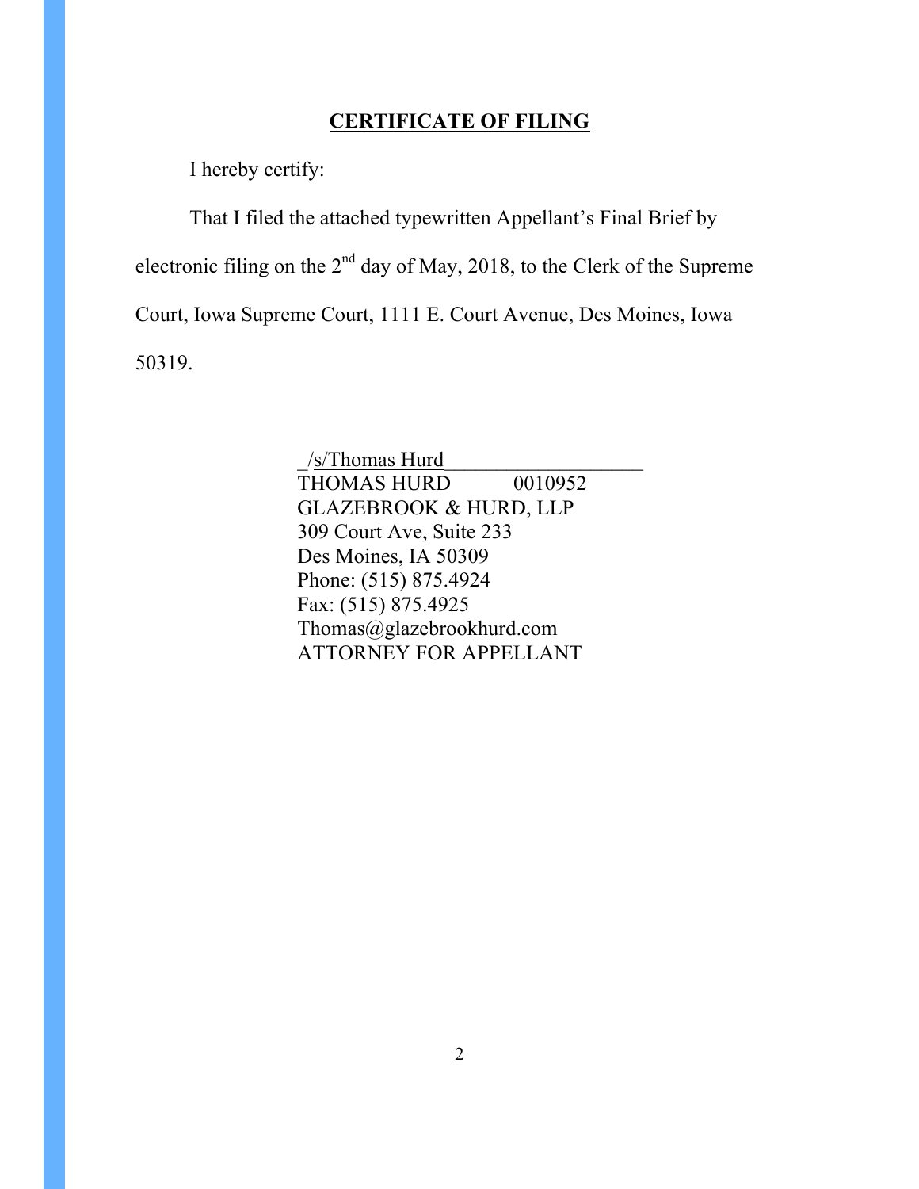## CERTIFICATE OF FILING

I hereby certify:

That I filed the attached typewritten Appellant's Final Brief by electronic filing on the 2nd day of May, 2018, to the Clerk of the Supreme Court, Iowa Supreme Court, 1111 E. Court Avenue, Des Moines, Iowa 50319.

_/s/Thomas Hurd____________________  
THOMAS HURD 0010952  
GLAZEBROOK & HURD, LLP  
309 Court Ave, Suite 233  
Des Moines, IA 50309  
Phone: (515) 875.4924  
Fax: (515) 875.4925  
Thomas@glazebrookhurd.com  
ATTORNEY FOR APPELLANT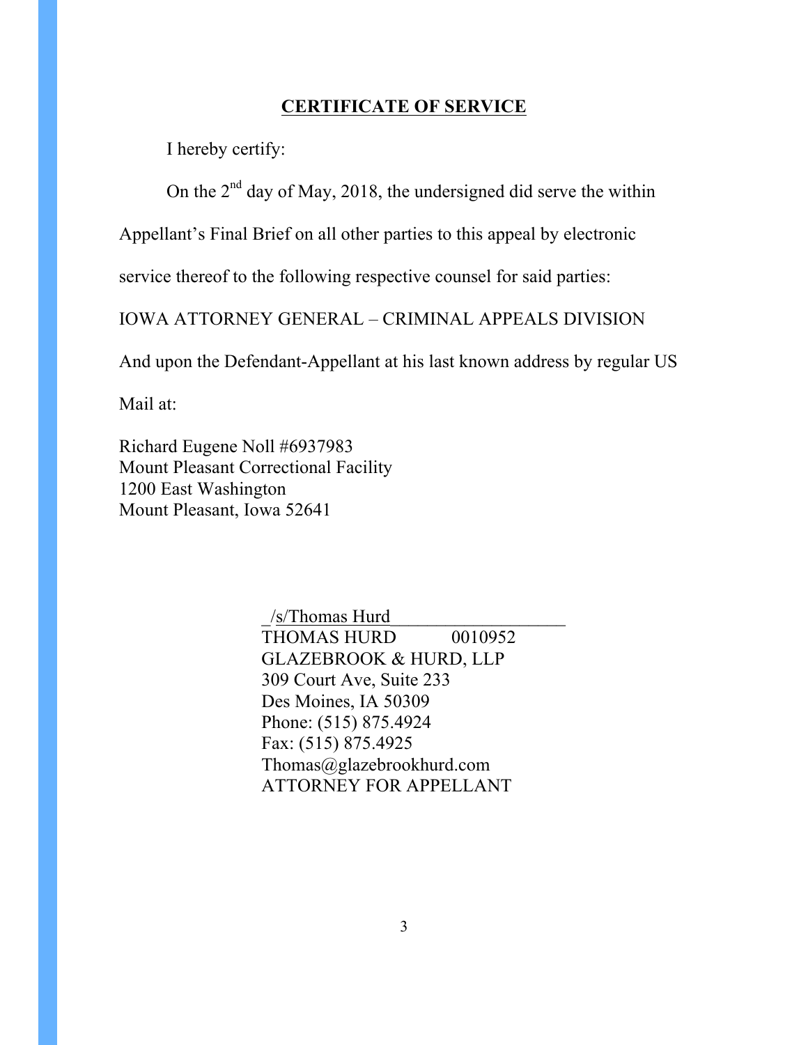## **CERTIFICATE OF SERVICE**

I hereby certify:

On the 2nd day of May, 2018, the undersigned did serve the within Appellant's Final Brief on all other parties to this appeal by electronic service thereof to the following respective counsel for said parties:

IOWA ATTORNEY GENERAL – CRIMINAL APPEALS DIVISION

And upon the Defendant-Appellant at his last known address by regular US Mail at:

Richard Eugene Noll #6937983  
Mount Pleasant Correctional Facility  
1200 East Washington  
Mount Pleasant, Iowa 52641

/s/Thomas Hurd  
THOMAS HURD 0010952  
GLAZEBROOK & HURD, LLP  
309 Court Ave, Suite 233  
Des Moines, IA 50309  
Phone: (515) 875.4924  
Fax: (515) 875.4925  
Thomas@glazebrookhurd.com  
ATTORNEY FOR APPELLANT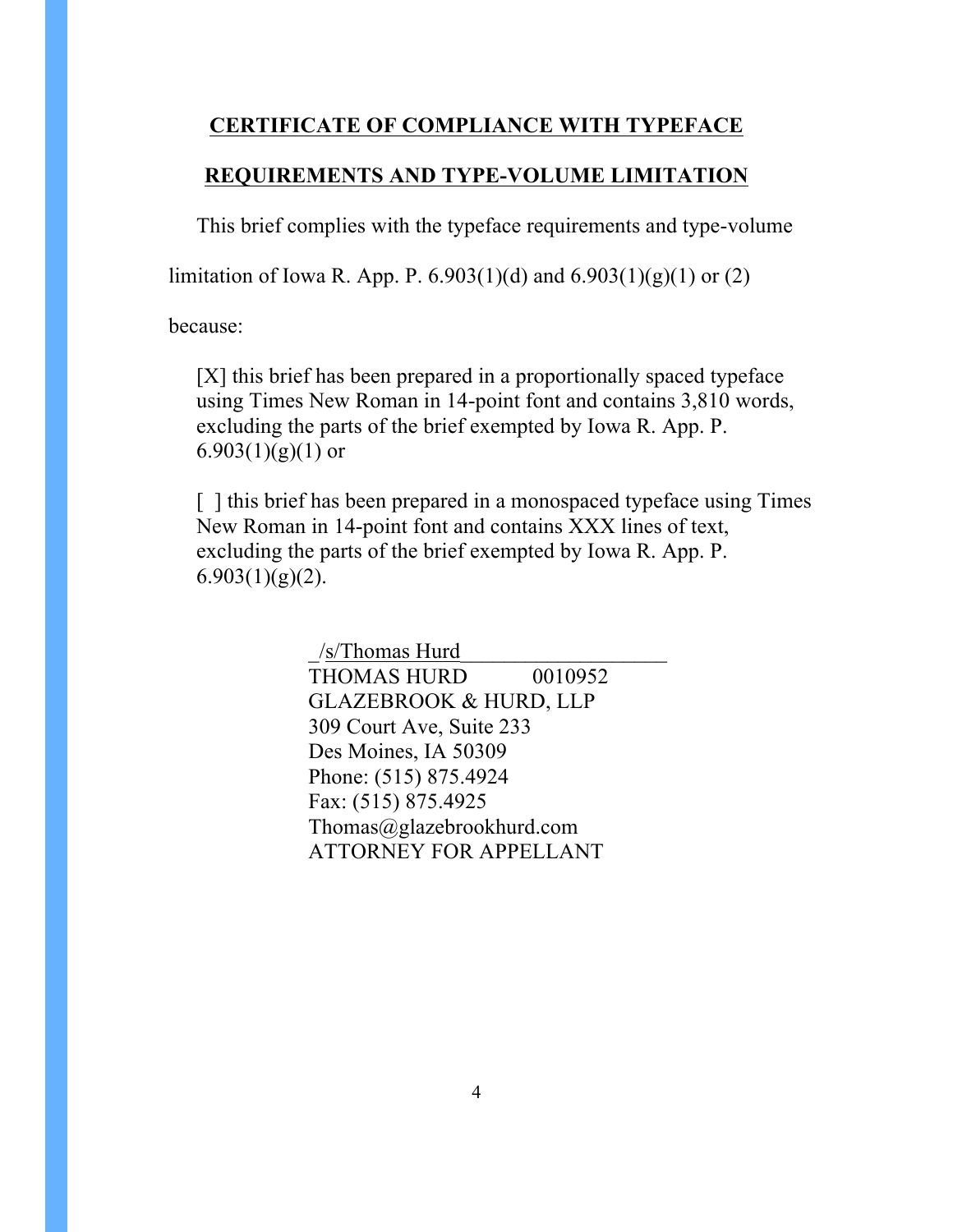## CERTIFICATE OF COMPLIANCE WITH TYPEFACE REQUIREMENTS AND TYPE-VOLUME LIMITATION

This brief complies with the typeface requirements and type-volume limitation of Iowa R. App. P. 6.903(1)(d) and 6.903(1)(g)(1) or (2) because:

[X] this brief has been prepared in a proportionally spaced typeface using Times New Roman in 14-point font and contains 3,810 words, excluding the parts of the brief exempted by Iowa R. App. P. 6.903(1)(g)(1) or

[ ] this brief has been prepared in a monospaced typeface using Times New Roman in 14-point font and contains XXX lines of text, excluding the parts of the brief exempted by Iowa R. App. P. 6.903(1)(g)(2).

_/s/Thomas Hurd____________________
THOMAS HURD 0010952
GLAZEBROOK & HURD, LLP
309 Court Ave, Suite 233
Des Moines, IA 50309
Phone: (515) 875.4924
Fax: (515) 875.4925
Thomas@glazebrookhurd.com
ATTORNEY FOR APPELLANT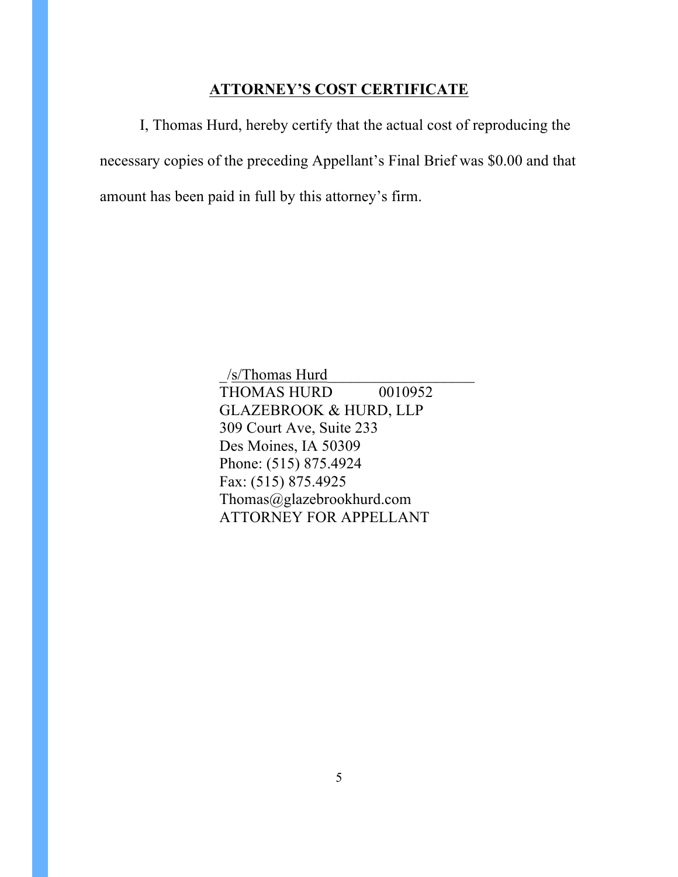## ATTORNEY'S COST CERTIFICATE

I, Thomas Hurd, hereby certify that the actual cost of reproducing the necessary copies of the preceding Appellant's Final Brief was $0.00 and that amount has been paid in full by this attorney's firm.

_/s/Thomas Hurd____________________
THOMAS HURD 0010952
GLAZEBROOK & HURD, LLP
309 Court Ave, Suite 233
Des Moines, IA 50309
Phone: (515) 875.4924
Fax: (515) 875.4925
Thomas@glazebrookhurd.com
ATTORNEY FOR APPELLANT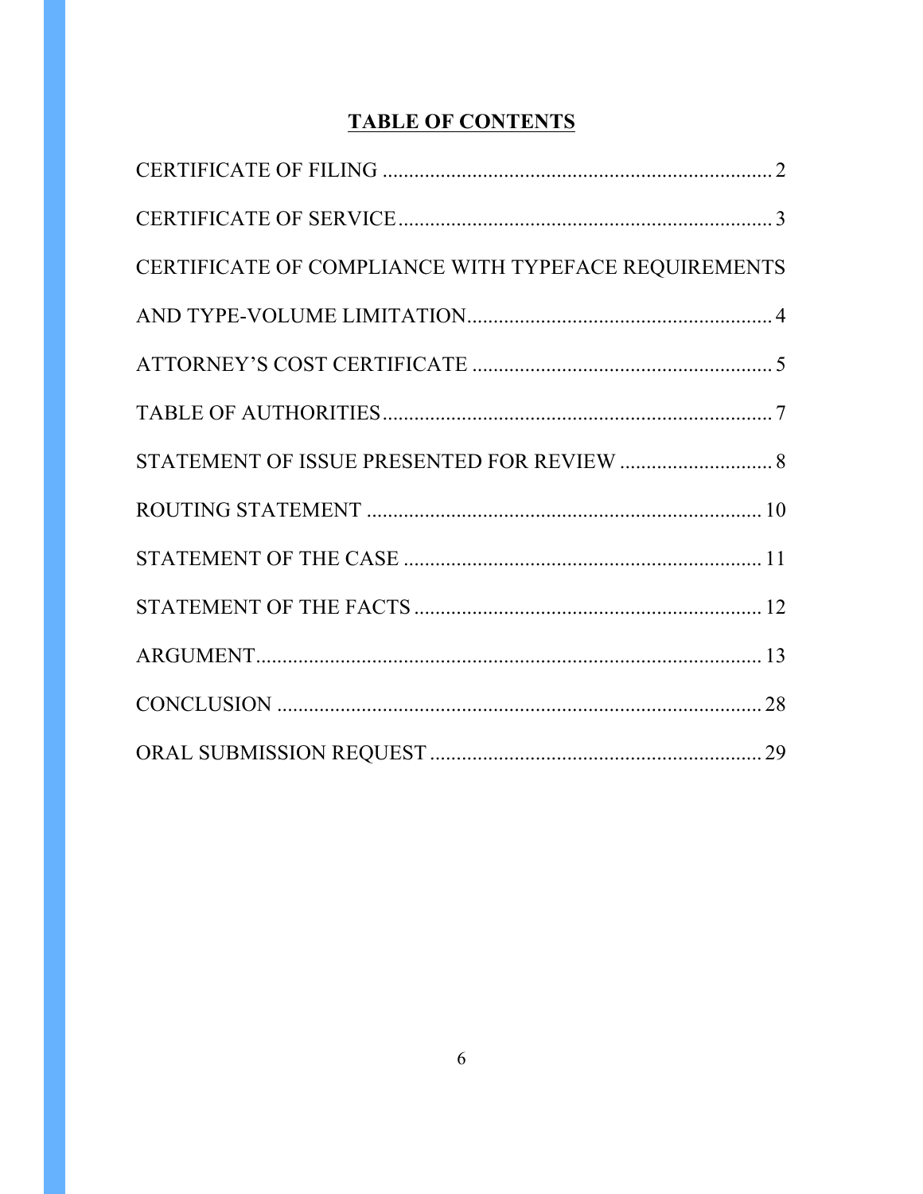# TABLE OF CONTENTS

CERTIFICATE OF FILING .......................................................................... 2

CERTIFICATE OF SERVICE....................................................................... 3

CERTIFICATE OF COMPLIANCE WITH TYPEFACE REQUIREMENTS AND TYPE-VOLUME LIMITATION.......................................................... 4

ATTORNEY'S COST CERTIFICATE ......................................................... 5

TABLE OF AUTHORITIES.......................................................................... 7

STATEMENT OF ISSUE PRESENTED FOR REVIEW ............................. 8

ROUTING STATEMENT ........................................................................... 10

STATEMENT OF THE CASE .................................................................... 11

STATEMENT OF THE FACTS .................................................................. 12

ARGUMENT................................................................................................ 13

CONCLUSION ............................................................................................ 28

ORAL SUBMISSION REQUEST ............................................................... 29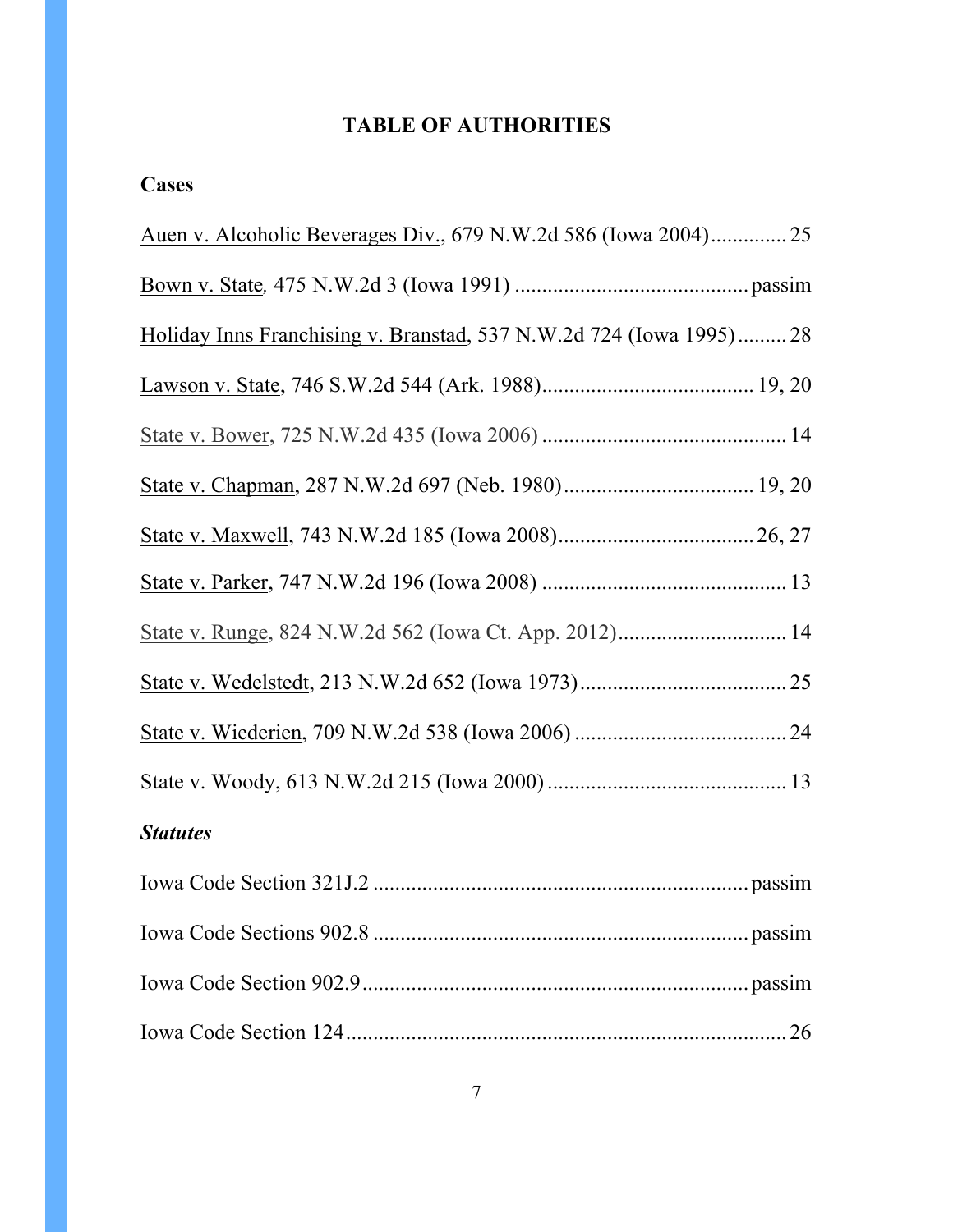## TABLE OF AUTHORITIES

### Cases

Auen v. Alcoholic Beverages Div., 679 N.W.2d 586 (Iowa 2004) .............. 25

Bown v. State, 475 N.W.2d 3 (Iowa 1991) .......................................... passim

Holiday Inns Franchising v. Branstad, 537 N.W.2d 724 (Iowa 1995) ......... 28

Lawson v. State, 746 S.W.2d 544 (Ark. 1988) ...................................... 19, 20

State v. Bower, 725 N.W.2d 435 (Iowa 2006) ............................................ 14

State v. Chapman, 287 N.W.2d 697 (Neb. 1980) .................................. 19, 20

State v. Maxwell, 743 N.W.2d 185 (Iowa 2008) .................................... 26, 27

State v. Parker, 747 N.W.2d 196 (Iowa 2008) ............................................ 13

State v. Runge, 824 N.W.2d 562 (Iowa Ct. App. 2012) .............................. 14

State v. Wedelstedt, 213 N.W.2d 652 (Iowa 1973) ...................................... 25

State v. Wiederien, 709 N.W.2d 538 (Iowa 2006) ....................................... 24

State v. Woody, 613 N.W.2d 215 (Iowa 2000) ............................................ 13

### *Statutes*

Iowa Code Section 321J.2 .................................................................... passim

Iowa Code Sections 902.8 .................................................................... passim

Iowa Code Section 902.9 ...................................................................... passim

Iowa Code Section 124 ................................................................................ 26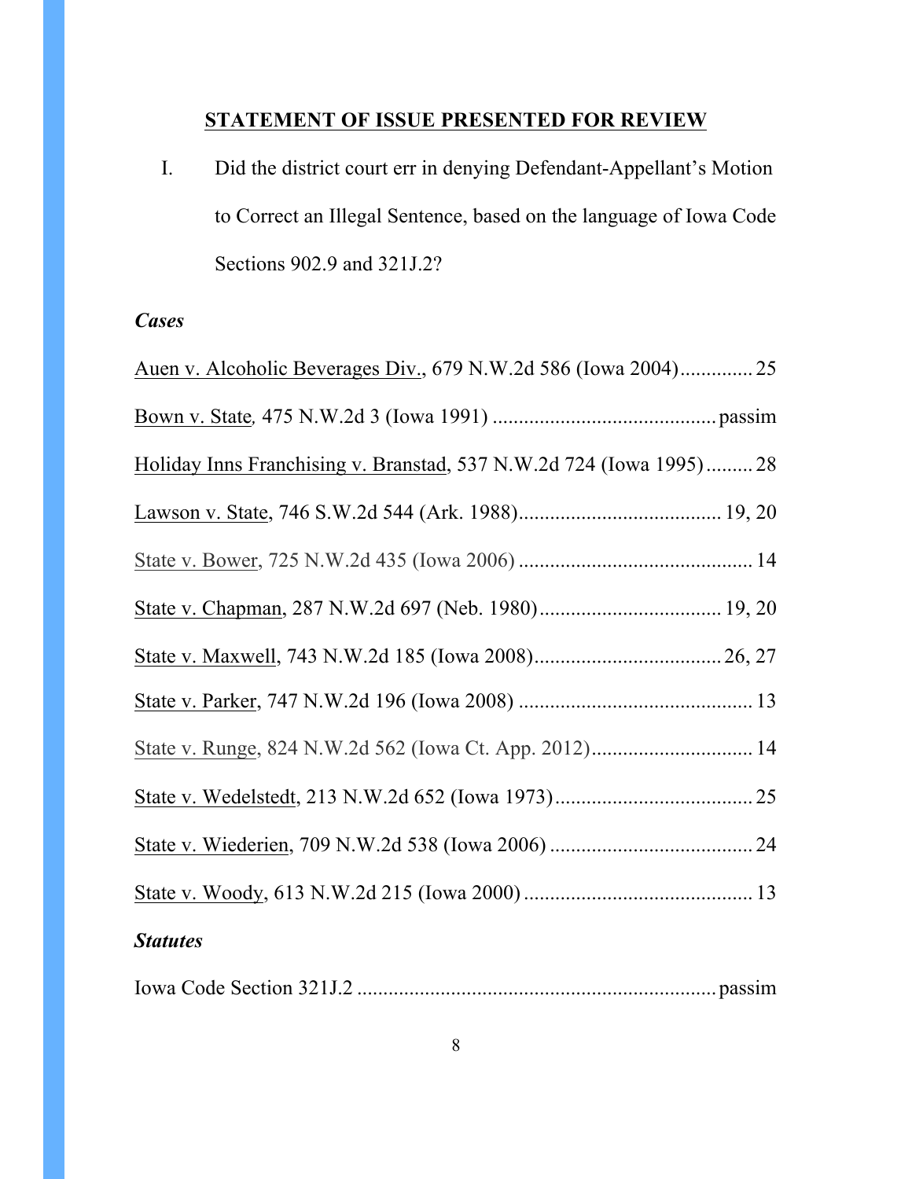## STATEMENT OF ISSUE PRESENTED FOR REVIEW

I. Did the district court err in denying Defendant-Appellant's Motion to Correct an Illegal Sentence, based on the language of Iowa Code Sections 902.9 and 321J.2?

***Cases***

Auen v. Alcoholic Beverages Div., 679 N.W.2d 586 (Iowa 2004) .............. 25

Bown v. State*,* 475 N.W.2d 3 (Iowa 1991) ........................................... passim

Holiday Inns Franchising v. Branstad, 537 N.W.2d 724 (Iowa 1995) ......... 28

Lawson v. State, 746 S.W.2d 544 (Ark. 1988) ....................................... 19, 20

State v. Bower, 725 N.W.2d 435 (Iowa 2006) ............................................. 14

State v. Chapman, 287 N.W.2d 697 (Neb. 1980) ................................... 19, 20

State v. Maxwell, 743 N.W.2d 185 (Iowa 2008) .................................... 26, 27

State v. Parker, 747 N.W.2d 196 (Iowa 2008) ............................................. 13

State v. Runge, 824 N.W.2d 562 (Iowa Ct. App. 2012) ............................... 14

State v. Wedelstedt, 213 N.W.2d 652 (Iowa 1973) ...................................... 25

State v. Wiederien, 709 N.W.2d 538 (Iowa 2006) ....................................... 24

State v. Woody, 613 N.W.2d 215 (Iowa 2000) ............................................ 13

***Statutes***

Iowa Code Section 321J.2 ..................................................................... passim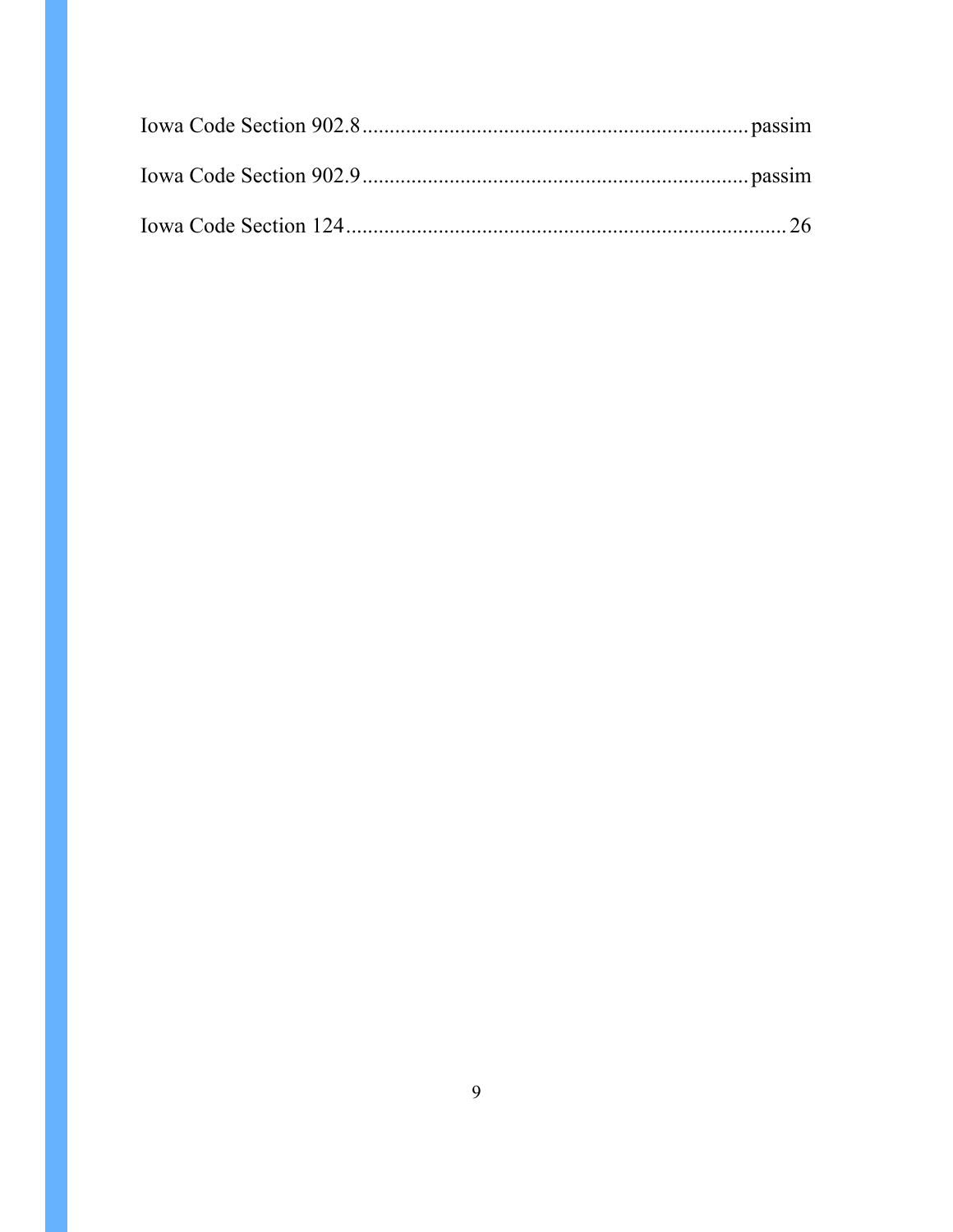Iowa Code Section 902.8 .................................................................... passim

Iowa Code Section 902.9 .................................................................... passim

Iowa Code Section 124 ...................................................................... 26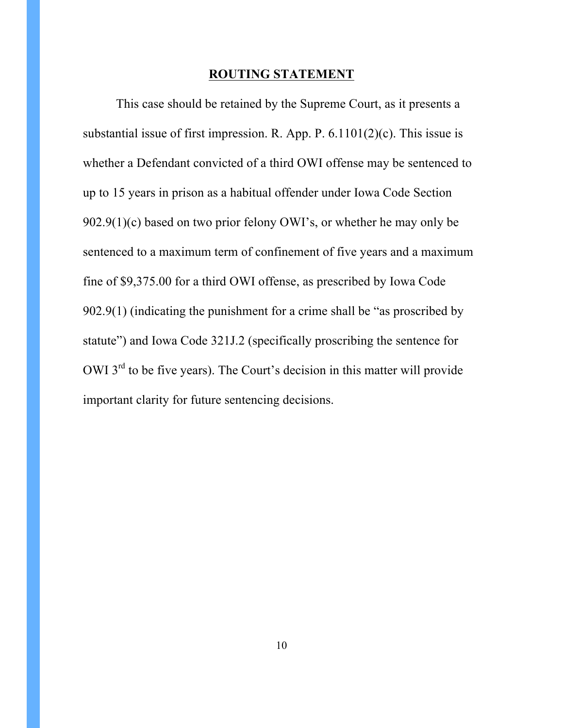## ROUTING STATEMENT

This case should be retained by the Supreme Court, as it presents a substantial issue of first impression. R. App. P. 6.1101(2)(c). This issue is whether a Defendant convicted of a third OWI offense may be sentenced to up to 15 years in prison as a habitual offender under Iowa Code Section 902.9(1)(c) based on two prior felony OWI's, or whether he may only be sentenced to a maximum term of confinement of five years and a maximum fine of $9,375.00 for a third OWI offense, as prescribed by Iowa Code 902.9(1) (indicating the punishment for a crime shall be "as proscribed by statute") and Iowa Code 321J.2 (specifically proscribing the sentence for OWI 3rd to be five years). The Court's decision in this matter will provide important clarity for future sentencing decisions.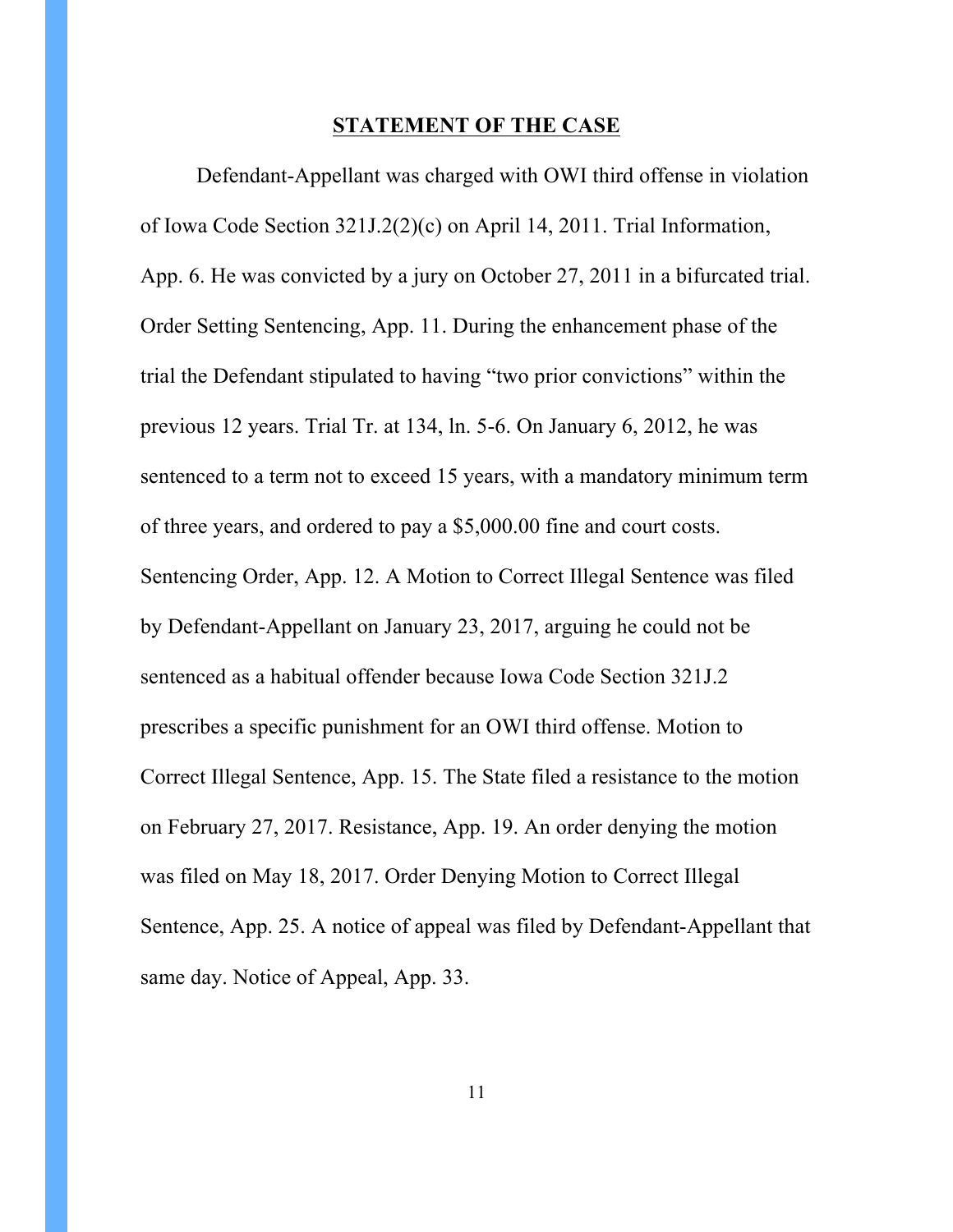## STATEMENT OF THE CASE

Defendant-Appellant was charged with OWI third offense in violation of Iowa Code Section 321J.2(2)(c) on April 14, 2011. Trial Information, App. 6. He was convicted by a jury on October 27, 2011 in a bifurcated trial. Order Setting Sentencing, App. 11. During the enhancement phase of the trial the Defendant stipulated to having "two prior convictions" within the previous 12 years. Trial Tr. at 134, ln. 5-6. On January 6, 2012, he was sentenced to a term not to exceed 15 years, with a mandatory minimum term of three years, and ordered to pay a $5,000.00 fine and court costs. Sentencing Order, App. 12. A Motion to Correct Illegal Sentence was filed by Defendant-Appellant on January 23, 2017, arguing he could not be sentenced as a habitual offender because Iowa Code Section 321J.2 prescribes a specific punishment for an OWI third offense. Motion to Correct Illegal Sentence, App. 15. The State filed a resistance to the motion on February 27, 2017. Resistance, App. 19. An order denying the motion was filed on May 18, 2017. Order Denying Motion to Correct Illegal Sentence, App. 25. A notice of appeal was filed by Defendant-Appellant that same day. Notice of Appeal, App. 33.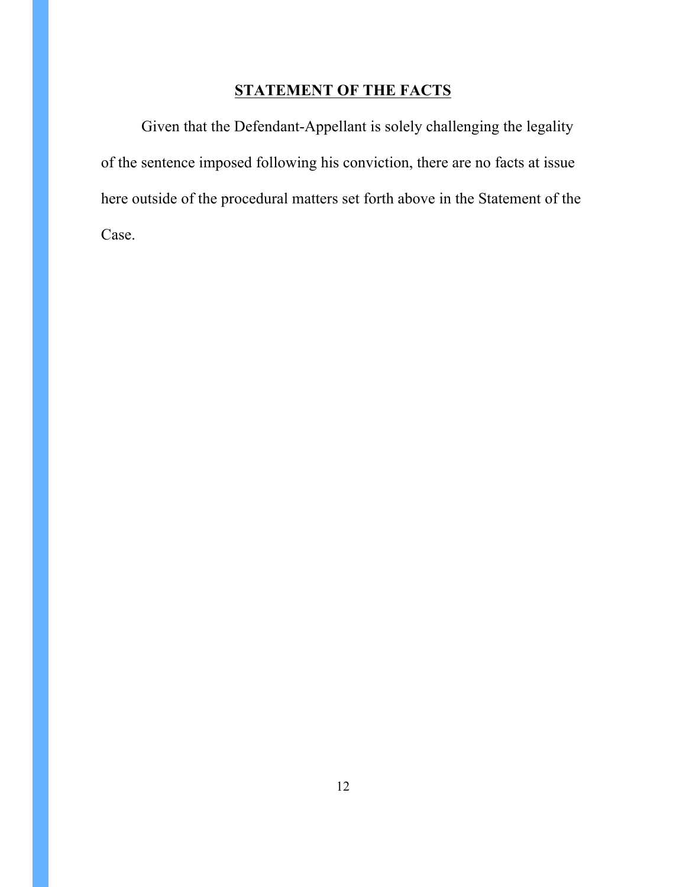## **STATEMENT OF THE FACTS**

Given that the Defendant-Appellant is solely challenging the legality of the sentence imposed following his conviction, there are no facts at issue here outside of the procedural matters set forth above in the Statement of the Case.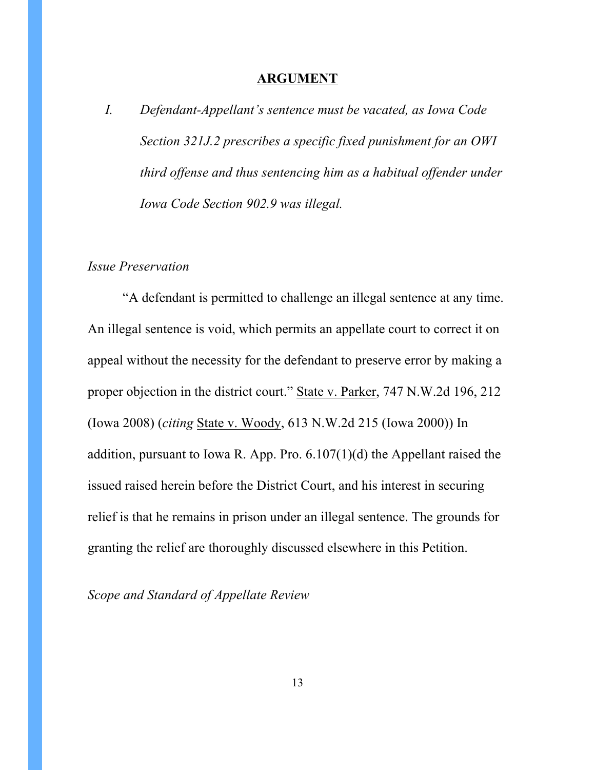## ARGUMENT

*I. Defendant-Appellant's sentence must be vacated, as Iowa Code Section 321J.2 prescribes a specific fixed punishment for an OWI third offense and thus sentencing him as a habitual offender under Iowa Code Section 902.9 was illegal.*

*Issue Preservation*

"A defendant is permitted to challenge an illegal sentence at any time. An illegal sentence is void, which permits an appellate court to correct it on appeal without the necessity for the defendant to preserve error by making a proper objection in the district court." State v. Parker, 747 N.W.2d 196, 212 (Iowa 2008) (*citing* State v. Woody, 613 N.W.2d 215 (Iowa 2000)) In addition, pursuant to Iowa R. App. Pro. 6.107(1)(d) the Appellant raised the issued raised herein before the District Court, and his interest in securing relief is that he remains in prison under an illegal sentence. The grounds for granting the relief are thoroughly discussed elsewhere in this Petition.

*Scope and Standard of Appellate Review*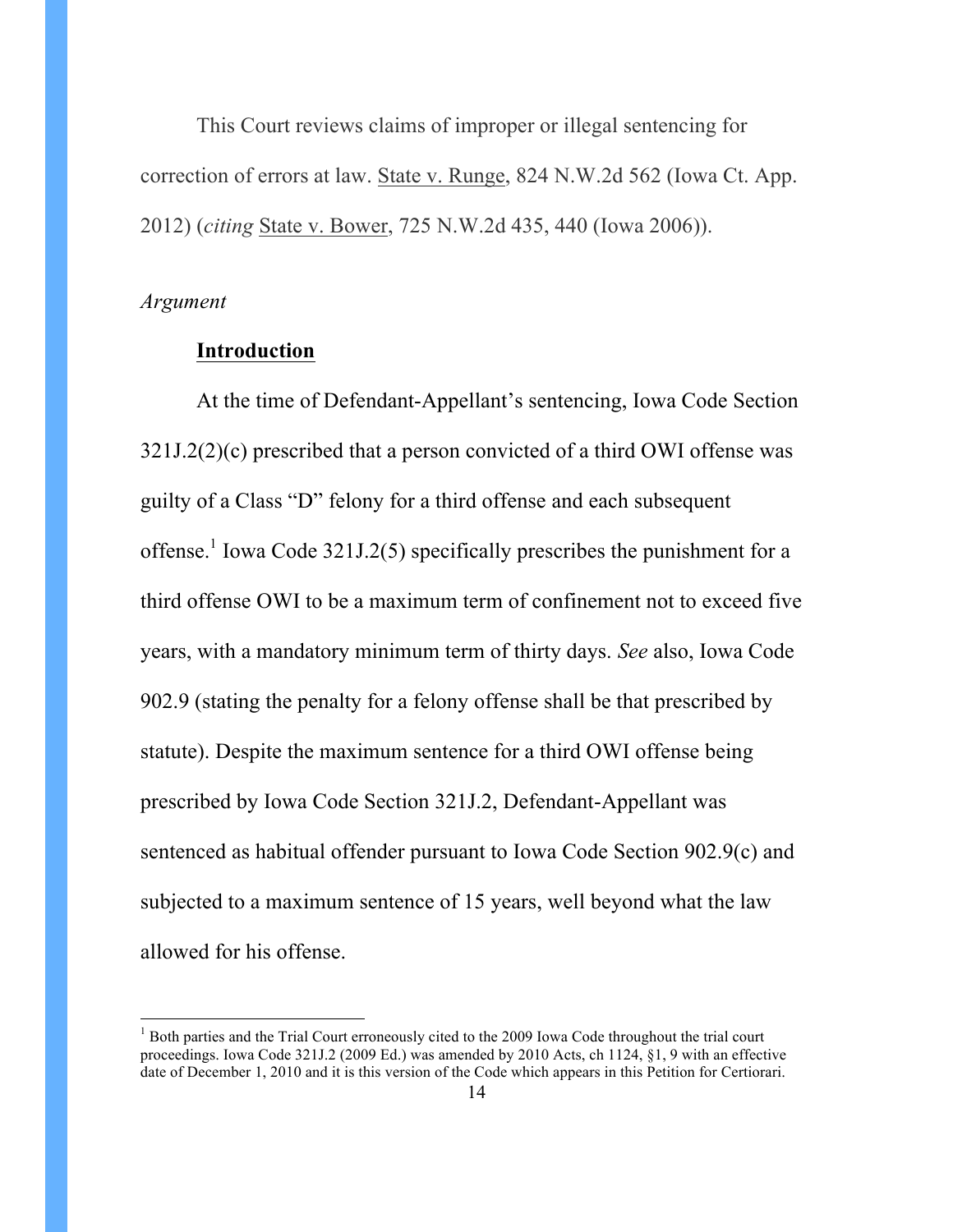This Court reviews claims of improper or illegal sentencing for correction of errors at law. State v. Runge, 824 N.W.2d 562 (Iowa Ct. App. 2012) (*citing* State v. Bower, 725 N.W.2d 435, 440 (Iowa 2006)).

*Argument*

**Introduction**

At the time of Defendant-Appellant's sentencing, Iowa Code Section 321J.2(2)(c) prescribed that a person convicted of a third OWI offense was guilty of a Class "D" felony for a third offense and each subsequent offense.[1] Iowa Code 321J.2(5) specifically prescribes the punishment for a third offense OWI to be a maximum term of confinement not to exceed five years, with a mandatory minimum term of thirty days. *See* also, Iowa Code 902.9 (stating the penalty for a felony offense shall be that prescribed by statute). Despite the maximum sentence for a third OWI offense being prescribed by Iowa Code Section 321J.2, Defendant-Appellant was sentenced as habitual offender pursuant to Iowa Code Section 902.9(c) and subjected to a maximum sentence of 15 years, well beyond what the law allowed for his offense.

---

[1] Both parties and the Trial Court erroneously cited to the 2009 Iowa Code throughout the trial court proceedings. Iowa Code 321J.2 (2009 Ed.) was amended by 2010 Acts, ch 1124, §1, 9 with an effective date of December 1, 2010 and it is this version of the Code which appears in this Petition for Certiorari.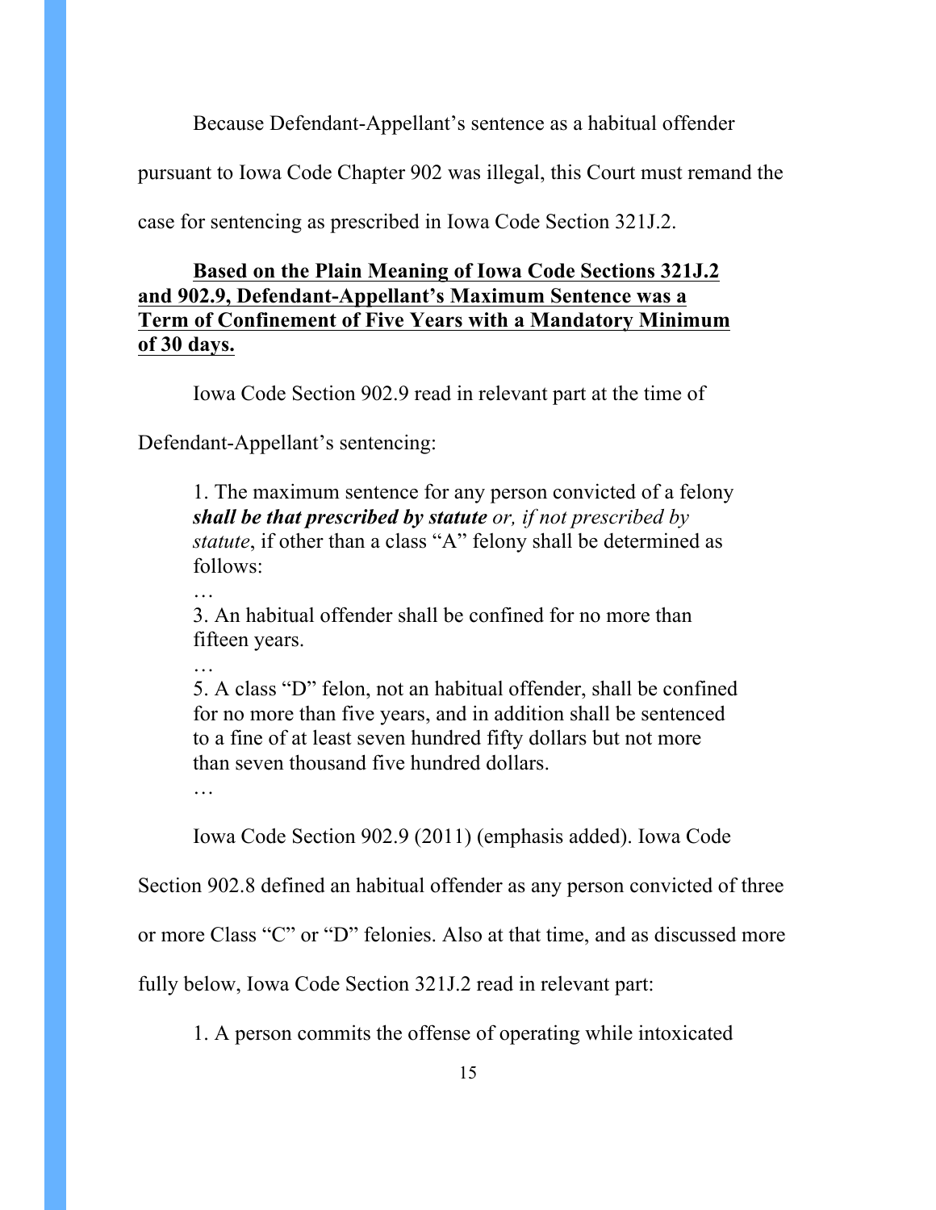Because Defendant-Appellant's sentence as a habitual offender pursuant to Iowa Code Chapter 902 was illegal, this Court must remand the case for sentencing as prescribed in Iowa Code Section 321J.2.

**<u>Based on the Plain Meaning of Iowa Code Sections 321J.2 and 902.9, Defendant-Appellant's Maximum Sentence was a Term of Confinement of Five Years with a Mandatory Minimum of 30 days.</u>**

Iowa Code Section 902.9 read in relevant part at the time of Defendant-Appellant's sentencing:

> 1. The maximum sentence for any person convicted of a felony ***shall be that prescribed by statute*** *or, if not prescribed by statute*, if other than a class "A" felony shall be determined as follows:
>
> …
>
> 3. An habitual offender shall be confined for no more than fifteen years.
>
> …
>
> 5. A class "D" felon, not an habitual offender, shall be confined for no more than five years, and in addition shall be sentenced to a fine of at least seven hundred fifty dollars but not more than seven thousand five hundred dollars.
>
> …

Iowa Code Section 902.9 (2011) (emphasis added). Iowa Code Section 902.8 defined an habitual offender as any person convicted of three or more Class "C" or "D" felonies. Also at that time, and as discussed more fully below, Iowa Code Section 321J.2 read in relevant part:

> 1. A person commits the offense of operating while intoxicated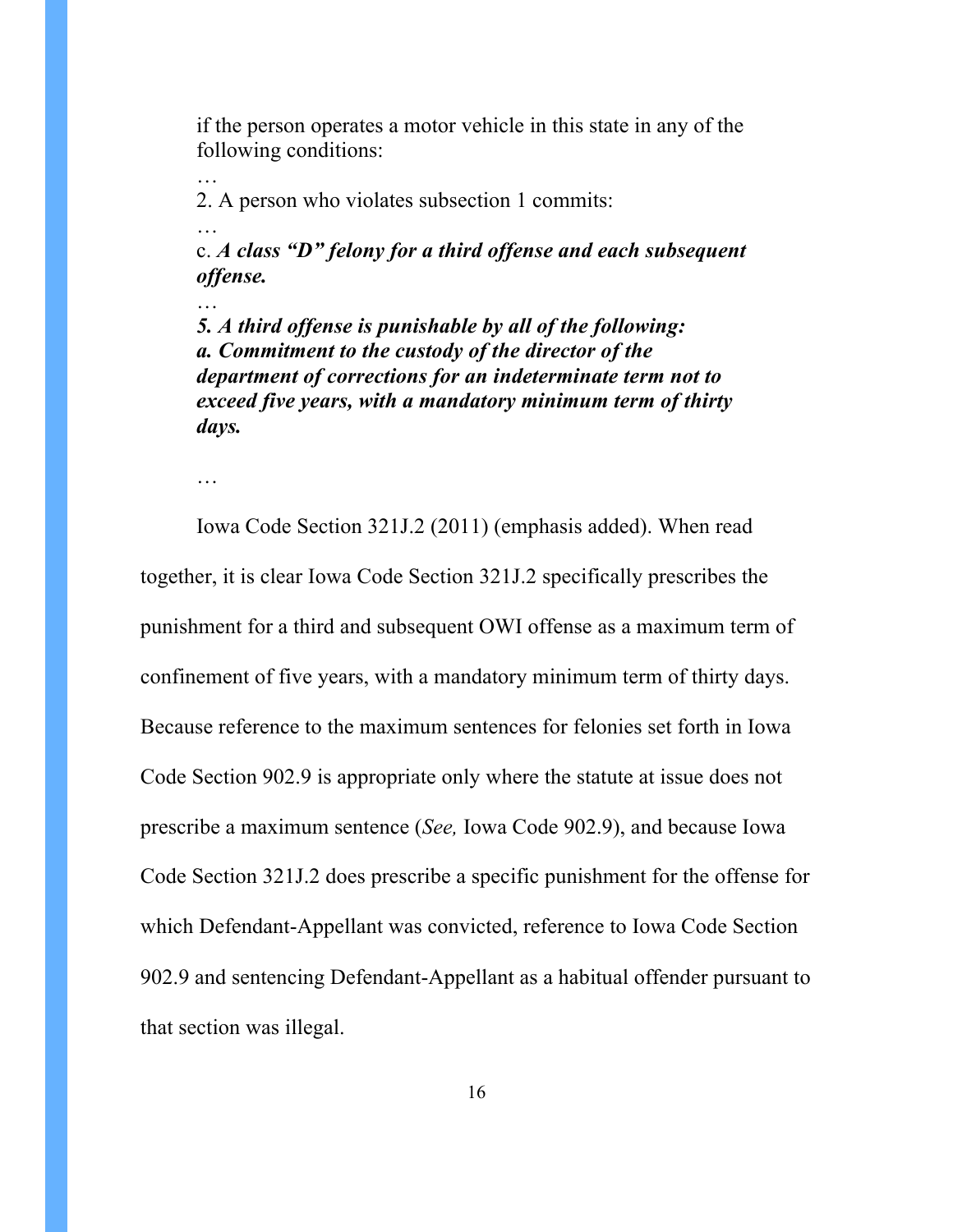> if the person operates a motor vehicle in this state in any of the following conditions:
>
> …
>
> 2. A person who violates subsection 1 commits:
>
> …
>
> c. ***A class "D" felony for a third offense and each subsequent offense.***
>
> …
>
> ***5. A third offense is punishable by all of the following:***
> ***a. Commitment to the custody of the director of the department of corrections for an indeterminate term not to exceed five years, with a mandatory minimum term of thirty days.***
>
> …

Iowa Code Section 321J.2 (2011) (emphasis added). When read together, it is clear Iowa Code Section 321J.2 specifically prescribes the punishment for a third and subsequent OWI offense as a maximum term of confinement of five years, with a mandatory minimum term of thirty days. Because reference to the maximum sentences for felonies set forth in Iowa Code Section 902.9 is appropriate only where the statute at issue does not prescribe a maximum sentence (*See,* Iowa Code 902.9), and because Iowa Code Section 321J.2 does prescribe a specific punishment for the offense for which Defendant-Appellant was convicted, reference to Iowa Code Section 902.9 and sentencing Defendant-Appellant as a habitual offender pursuant to that section was illegal.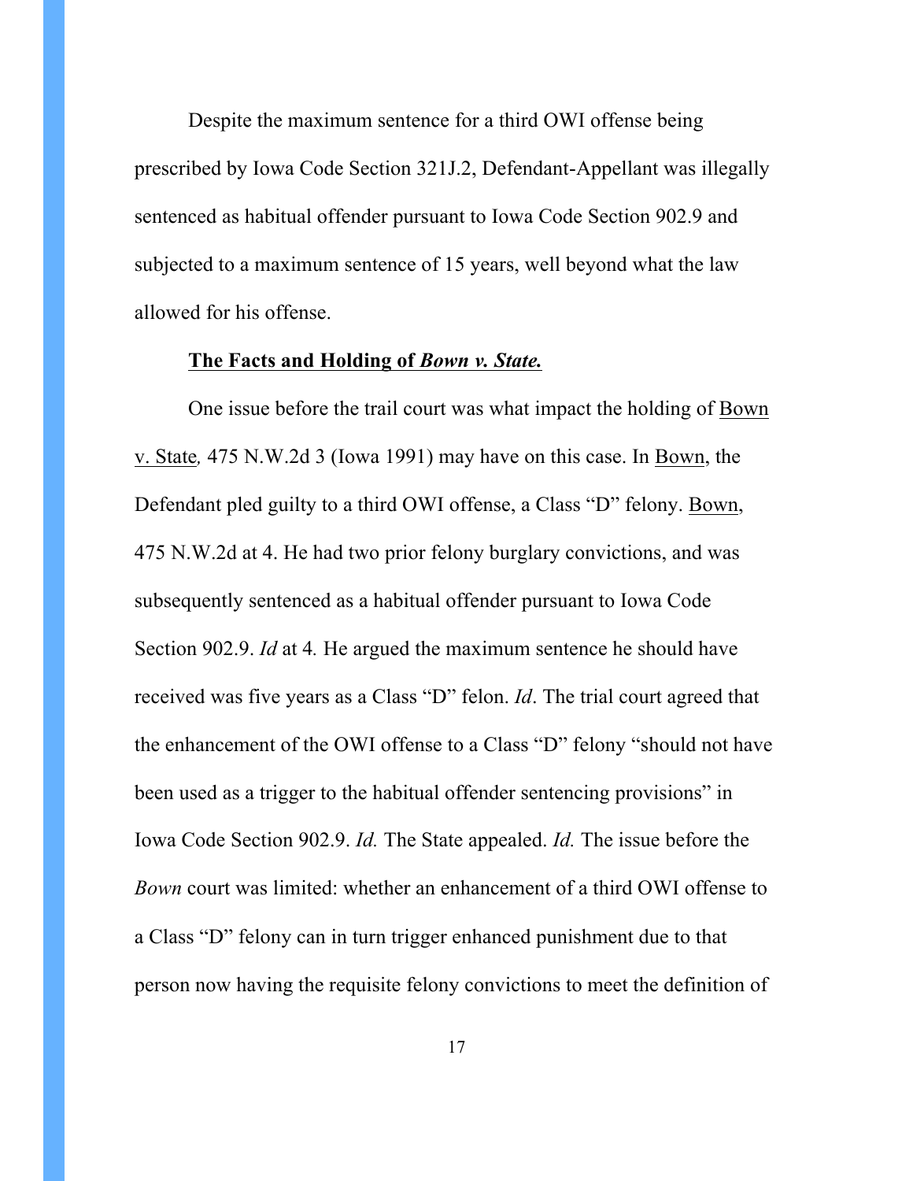Despite the maximum sentence for a third OWI offense being prescribed by Iowa Code Section 321J.2, Defendant-Appellant was illegally sentenced as habitual offender pursuant to Iowa Code Section 902.9 and subjected to a maximum sentence of 15 years, well beyond what the law allowed for his offense.

**<u>The Facts and Holding of *Bown v. State.*</u>**

One issue before the trail court was what impact the holding of <u>Bown v. State</u>*,* 475 N.W.2d 3 (Iowa 1991) may have on this case. In <u>Bown</u>, the Defendant pled guilty to a third OWI offense, a Class "D" felony. <u>Bown</u>, 475 N.W.2d at 4. He had two prior felony burglary convictions, and was subsequently sentenced as a habitual offender pursuant to Iowa Code Section 902.9. *Id* at 4*.* He argued the maximum sentence he should have received was five years as a Class "D" felon. *Id*. The trial court agreed that the enhancement of the OWI offense to a Class "D" felony "should not have been used as a trigger to the habitual offender sentencing provisions" in Iowa Code Section 902.9. *Id.* The State appealed. *Id.* The issue before the *Bown* court was limited: whether an enhancement of a third OWI offense to a Class "D" felony can in turn trigger enhanced punishment due to that person now having the requisite felony convictions to meet the definition of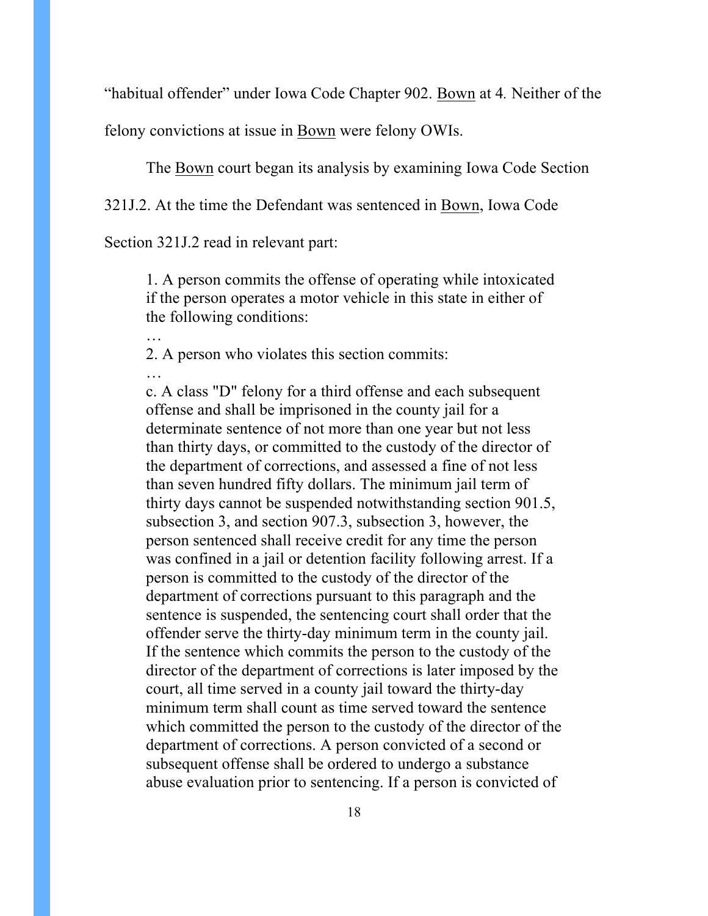"habitual offender" under Iowa Code Chapter 902. Bown at 4. Neither of the felony convictions at issue in Bown were felony OWIs.

The Bown court began its analysis by examining Iowa Code Section 321J.2. At the time the Defendant was sentenced in Bown, Iowa Code Section 321J.2 read in relevant part:

> 1. A person commits the offense of operating while intoxicated if the person operates a motor vehicle in this state in either of the following conditions:
>
> …
>
> 2. A person who violates this section commits:
>
> …
>
> c. A class "D" felony for a third offense and each subsequent offense and shall be imprisoned in the county jail for a determinate sentence of not more than one year but not less than thirty days, or committed to the custody of the director of the department of corrections, and assessed a fine of not less than seven hundred fifty dollars. The minimum jail term of thirty days cannot be suspended notwithstanding section 901.5, subsection 3, and section 907.3, subsection 3, however, the person sentenced shall receive credit for any time the person was confined in a jail or detention facility following arrest. If a person is committed to the custody of the director of the department of corrections pursuant to this paragraph and the sentence is suspended, the sentencing court shall order that the offender serve the thirty-day minimum term in the county jail. If the sentence which commits the person to the custody of the director of the department of corrections is later imposed by the court, all time served in a county jail toward the thirty-day minimum term shall count as time served toward the sentence which committed the person to the custody of the director of the department of corrections. A person convicted of a second or subsequent offense shall be ordered to undergo a substance abuse evaluation prior to sentencing. If a person is convicted of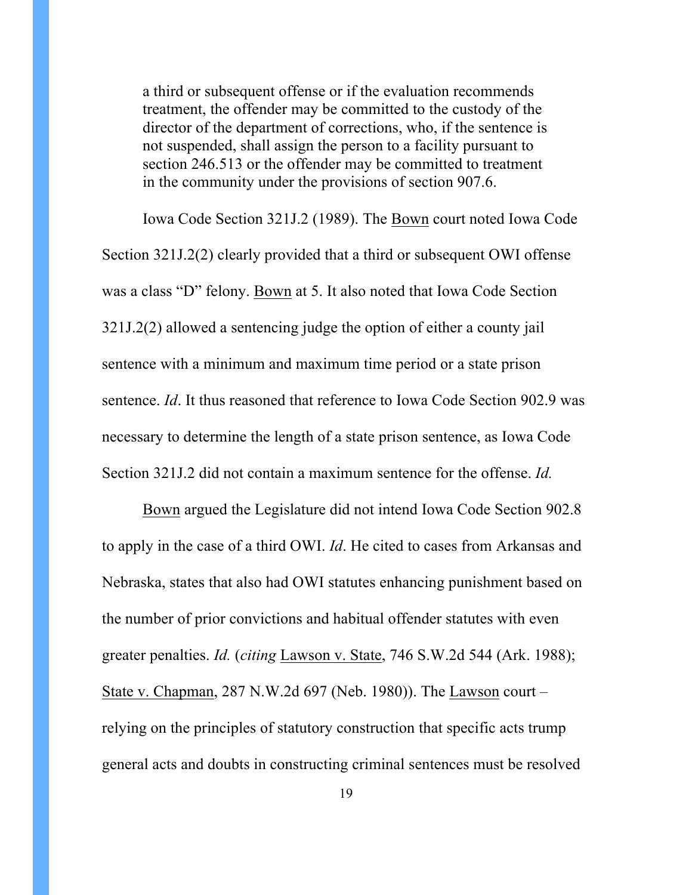> a third or subsequent offense or if the evaluation recommends treatment, the offender may be committed to the custody of the director of the department of corrections, who, if the sentence is not suspended, shall assign the person to a facility pursuant to section 246.513 or the offender may be committed to treatment in the community under the provisions of section 907.6.

Iowa Code Section 321J.2 (1989). The Bown court noted Iowa Code Section 321J.2(2) clearly provided that a third or subsequent OWI offense was a class "D" felony. Bown at 5. It also noted that Iowa Code Section 321J.2(2) allowed a sentencing judge the option of either a county jail sentence with a minimum and maximum time period or a state prison sentence. *Id*. It thus reasoned that reference to Iowa Code Section 902.9 was necessary to determine the length of a state prison sentence, as Iowa Code Section 321J.2 did not contain a maximum sentence for the offense. *Id.*

Bown argued the Legislature did not intend Iowa Code Section 902.8 to apply in the case of a third OWI. *Id*. He cited to cases from Arkansas and Nebraska, states that also had OWI statutes enhancing punishment based on the number of prior convictions and habitual offender statutes with even greater penalties. *Id.* (*citing* Lawson v. State, 746 S.W.2d 544 (Ark. 1988); State v. Chapman, 287 N.W.2d 697 (Neb. 1980)). The Lawson court – relying on the principles of statutory construction that specific acts trump general acts and doubts in constructing criminal sentences must be resolved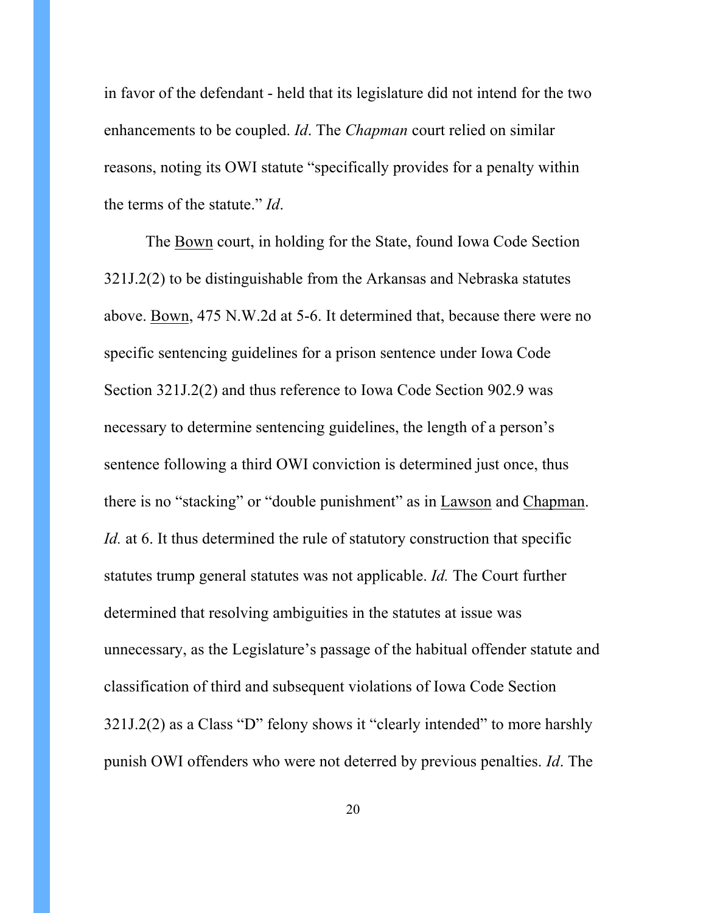in favor of the defendant - held that its legislature did not intend for the two enhancements to be coupled. *Id*. The *Chapman* court relied on similar reasons, noting its OWI statute "specifically provides for a penalty within the terms of the statute." *Id*.

The Bown court, in holding for the State, found Iowa Code Section 321J.2(2) to be distinguishable from the Arkansas and Nebraska statutes above. Bown, 475 N.W.2d at 5-6. It determined that, because there were no specific sentencing guidelines for a prison sentence under Iowa Code Section 321J.2(2) and thus reference to Iowa Code Section 902.9 was necessary to determine sentencing guidelines, the length of a person's sentence following a third OWI conviction is determined just once, thus there is no "stacking" or "double punishment" as in Lawson and Chapman. *Id.* at 6. It thus determined the rule of statutory construction that specific statutes trump general statutes was not applicable. *Id.* The Court further determined that resolving ambiguities in the statutes at issue was unnecessary, as the Legislature's passage of the habitual offender statute and classification of third and subsequent violations of Iowa Code Section 321J.2(2) as a Class "D" felony shows it "clearly intended" to more harshly punish OWI offenders who were not deterred by previous penalties. *Id*. The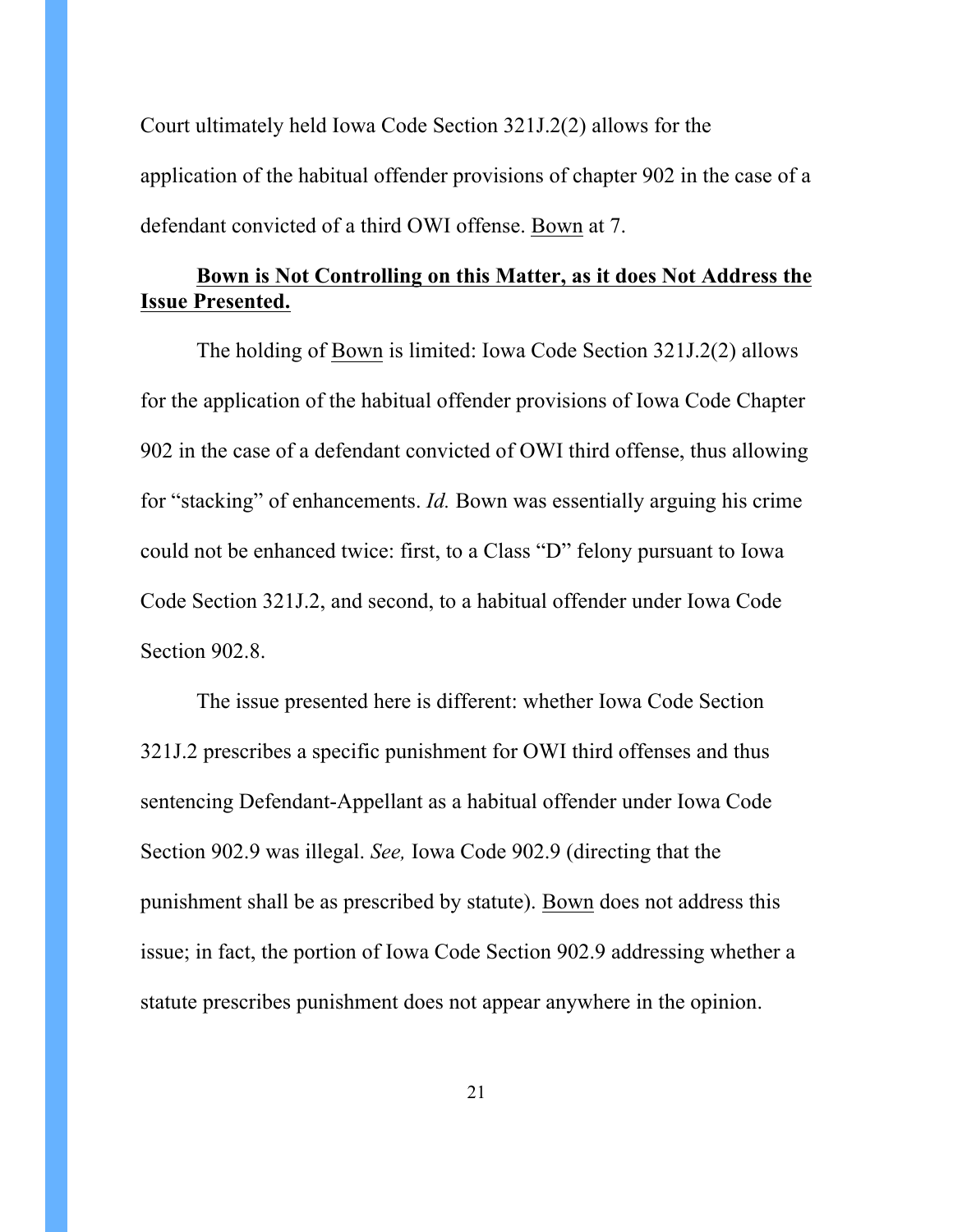Court ultimately held Iowa Code Section 321J.2(2) allows for the application of the habitual offender provisions of chapter 902 in the case of a defendant convicted of a third OWI offense. Bown at 7.

**Bown is Not Controlling on this Matter, as it does Not Address the Issue Presented.**

The holding of Bown is limited: Iowa Code Section 321J.2(2) allows for the application of the habitual offender provisions of Iowa Code Chapter 902 in the case of a defendant convicted of OWI third offense, thus allowing for "stacking" of enhancements. *Id.* Bown was essentially arguing his crime could not be enhanced twice: first, to a Class "D" felony pursuant to Iowa Code Section 321J.2, and second, to a habitual offender under Iowa Code Section 902.8.

The issue presented here is different: whether Iowa Code Section 321J.2 prescribes a specific punishment for OWI third offenses and thus sentencing Defendant-Appellant as a habitual offender under Iowa Code Section 902.9 was illegal. *See,* Iowa Code 902.9 (directing that the punishment shall be as prescribed by statute). Bown does not address this issue; in fact, the portion of Iowa Code Section 902.9 addressing whether a statute prescribes punishment does not appear anywhere in the opinion.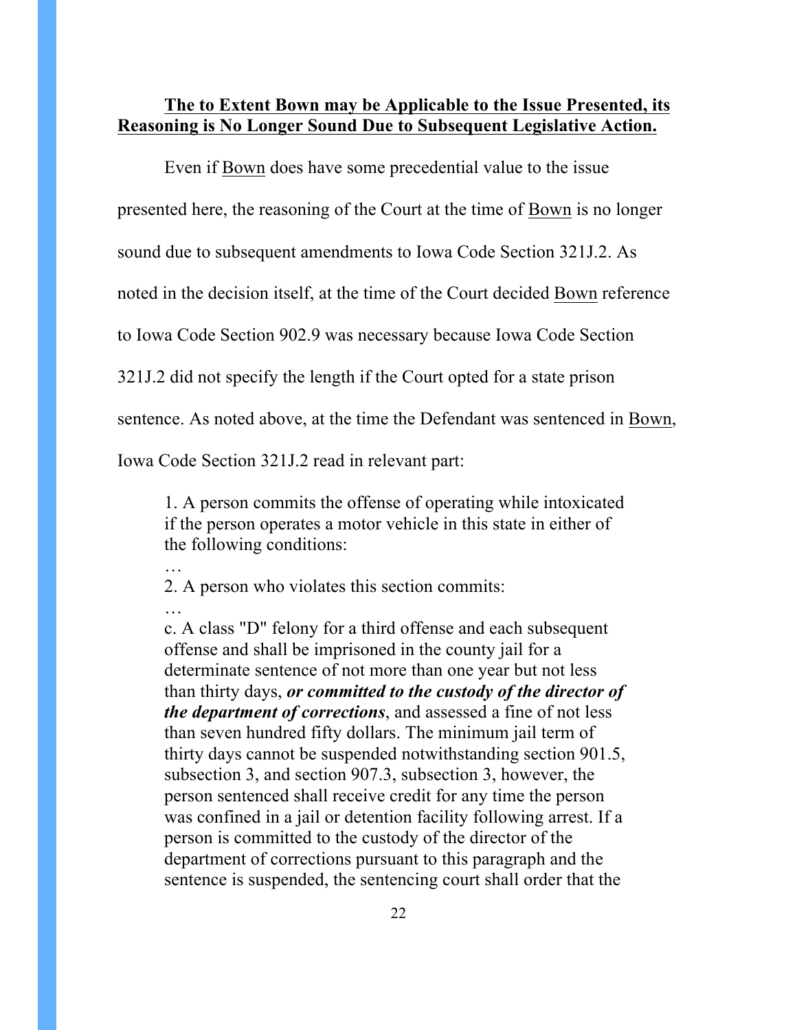<u>**The to Extent Bown may be Applicable to the Issue Presented, its Reasoning is No Longer Sound Due to Subsequent Legislative Action.**</u>

Even if <u>Bown</u> does have some precedential value to the issue presented here, the reasoning of the Court at the time of <u>Bown</u> is no longer sound due to subsequent amendments to Iowa Code Section 321J.2. As noted in the decision itself, at the time of the Court decided <u>Bown</u> reference to Iowa Code Section 902.9 was necessary because Iowa Code Section 321J.2 did not specify the length if the Court opted for a state prison sentence. As noted above, at the time the Defendant was sentenced in <u>Bown</u>, Iowa Code Section 321J.2 read in relevant part:

> 1. A person commits the offense of operating while intoxicated if the person operates a motor vehicle in this state in either of the following conditions:
>
> …
>
> 2. A person who violates this section commits:
>
> …
>
> c. A class "D" felony for a third offense and each subsequent offense and shall be imprisoned in the county jail for a determinate sentence of not more than one year but not less than thirty days, ***or committed to the custody of the director of the department of corrections***, and assessed a fine of not less than seven hundred fifty dollars. The minimum jail term of thirty days cannot be suspended notwithstanding section 901.5, subsection 3, and section 907.3, subsection 3, however, the person sentenced shall receive credit for any time the person was confined in a jail or detention facility following arrest. If a person is committed to the custody of the director of the department of corrections pursuant to this paragraph and the sentence is suspended, the sentencing court shall order that the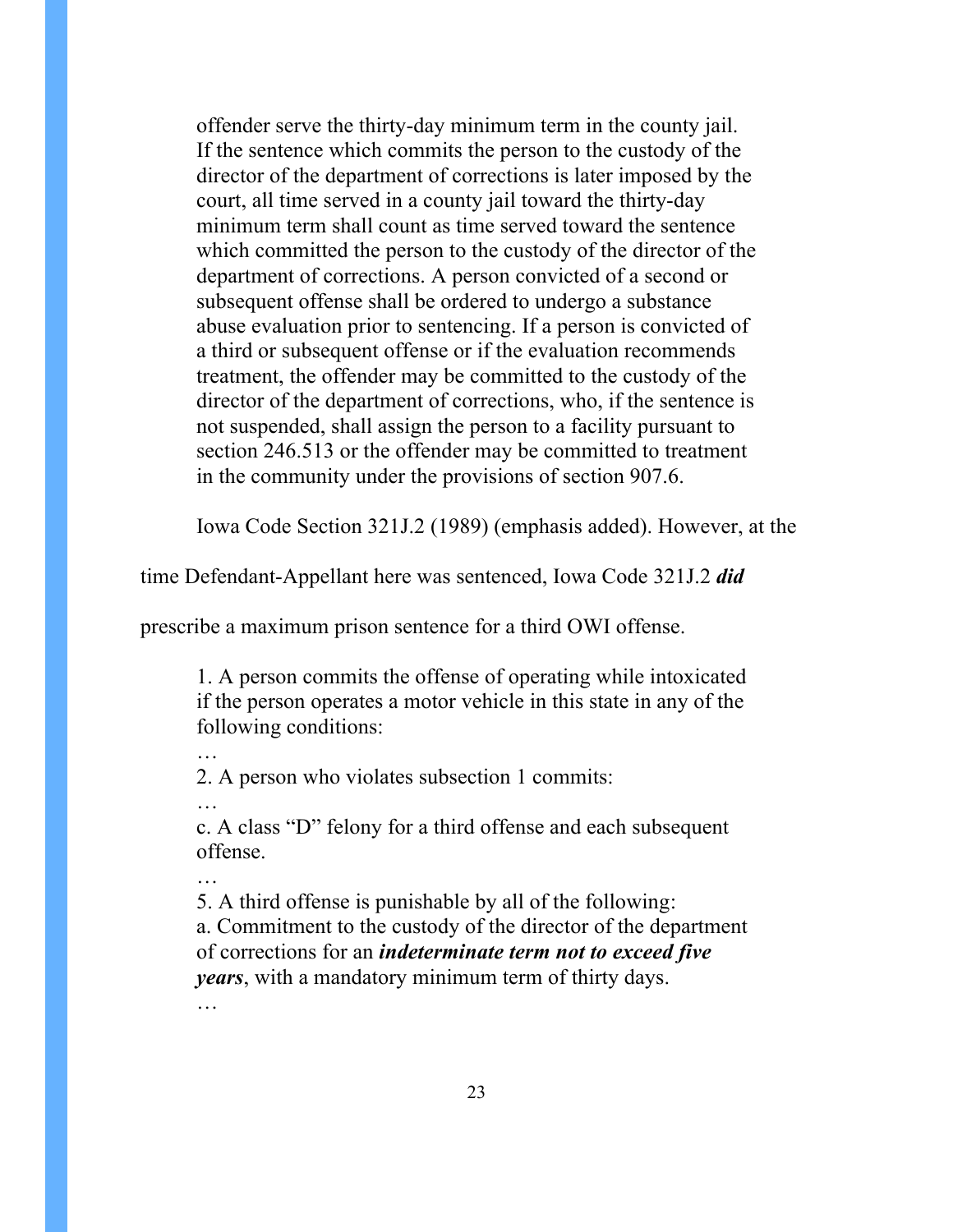> offender serve the thirty-day minimum term in the county jail. If the sentence which commits the person to the custody of the director of the department of corrections is later imposed by the court, all time served in a county jail toward the thirty-day minimum term shall count as time served toward the sentence which committed the person to the custody of the director of the department of corrections. A person convicted of a second or subsequent offense shall be ordered to undergo a substance abuse evaluation prior to sentencing. If a person is convicted of a third or subsequent offense or if the evaluation recommends treatment, the offender may be committed to the custody of the director of the department of corrections, who, if the sentence is not suspended, shall assign the person to a facility pursuant to section 246.513 or the offender may be committed to treatment in the community under the provisions of section 907.6.

Iowa Code Section 321J.2 (1989) (emphasis added). However, at the time Defendant-Appellant here was sentenced, Iowa Code 321J.2 ***did*** prescribe a maximum prison sentence for a third OWI offense.

> 1. A person commits the offense of operating while intoxicated if the person operates a motor vehicle in this state in any of the following conditions:
>
> …
>
> 2. A person who violates subsection 1 commits:
>
> …
>
> c. A class "D" felony for a third offense and each subsequent offense.
>
> …
>
> 5. A third offense is punishable by all of the following:
>
> a. Commitment to the custody of the director of the department of corrections for an ***indeterminate term not to exceed five years***, with a mandatory minimum term of thirty days.
>
> …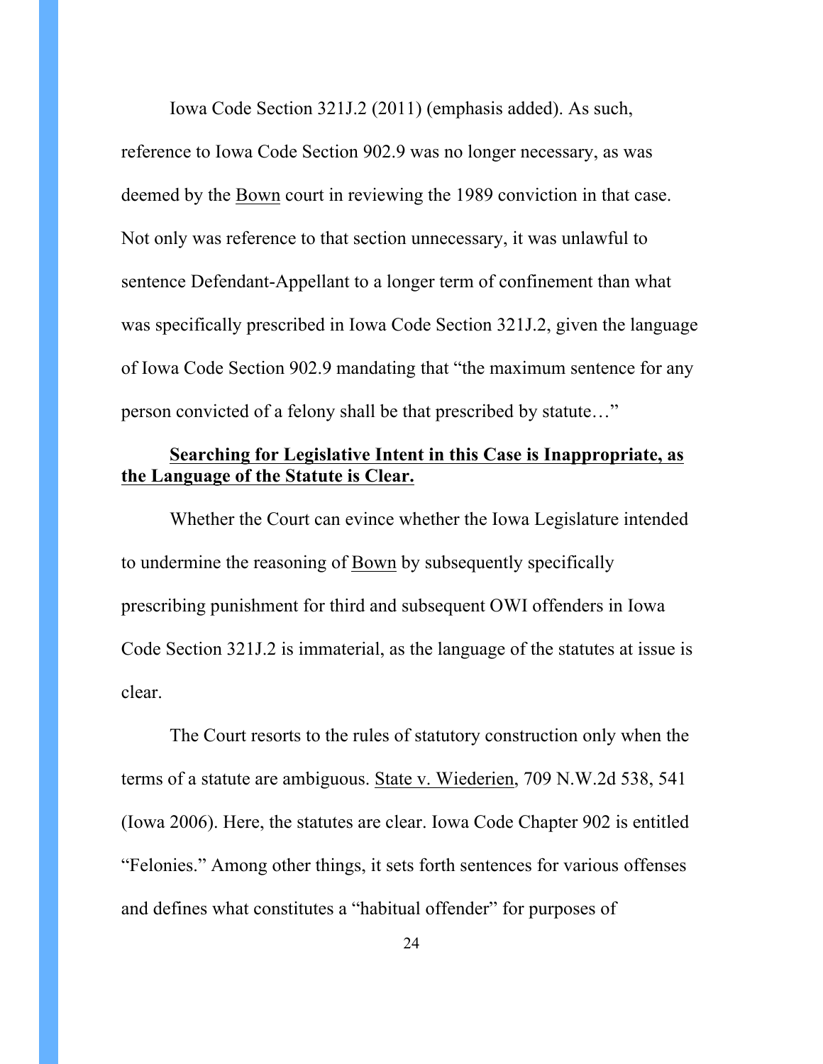Iowa Code Section 321J.2 (2011) (emphasis added). As such, reference to Iowa Code Section 902.9 was no longer necessary, as was deemed by the Bown court in reviewing the 1989 conviction in that case. Not only was reference to that section unnecessary, it was unlawful to sentence Defendant-Appellant to a longer term of confinement than what was specifically prescribed in Iowa Code Section 321J.2, given the language of Iowa Code Section 902.9 mandating that "the maximum sentence for any person convicted of a felony shall be that prescribed by statute…"

**Searching for Legislative Intent in this Case is Inappropriate, as the Language of the Statute is Clear.**

Whether the Court can evince whether the Iowa Legislature intended to undermine the reasoning of Bown by subsequently specifically prescribing punishment for third and subsequent OWI offenders in Iowa Code Section 321J.2 is immaterial, as the language of the statutes at issue is clear.

The Court resorts to the rules of statutory construction only when the terms of a statute are ambiguous. State v. Wiederien, 709 N.W.2d 538, 541 (Iowa 2006). Here, the statutes are clear. Iowa Code Chapter 902 is entitled "Felonies." Among other things, it sets forth sentences for various offenses and defines what constitutes a "habitual offender" for purposes of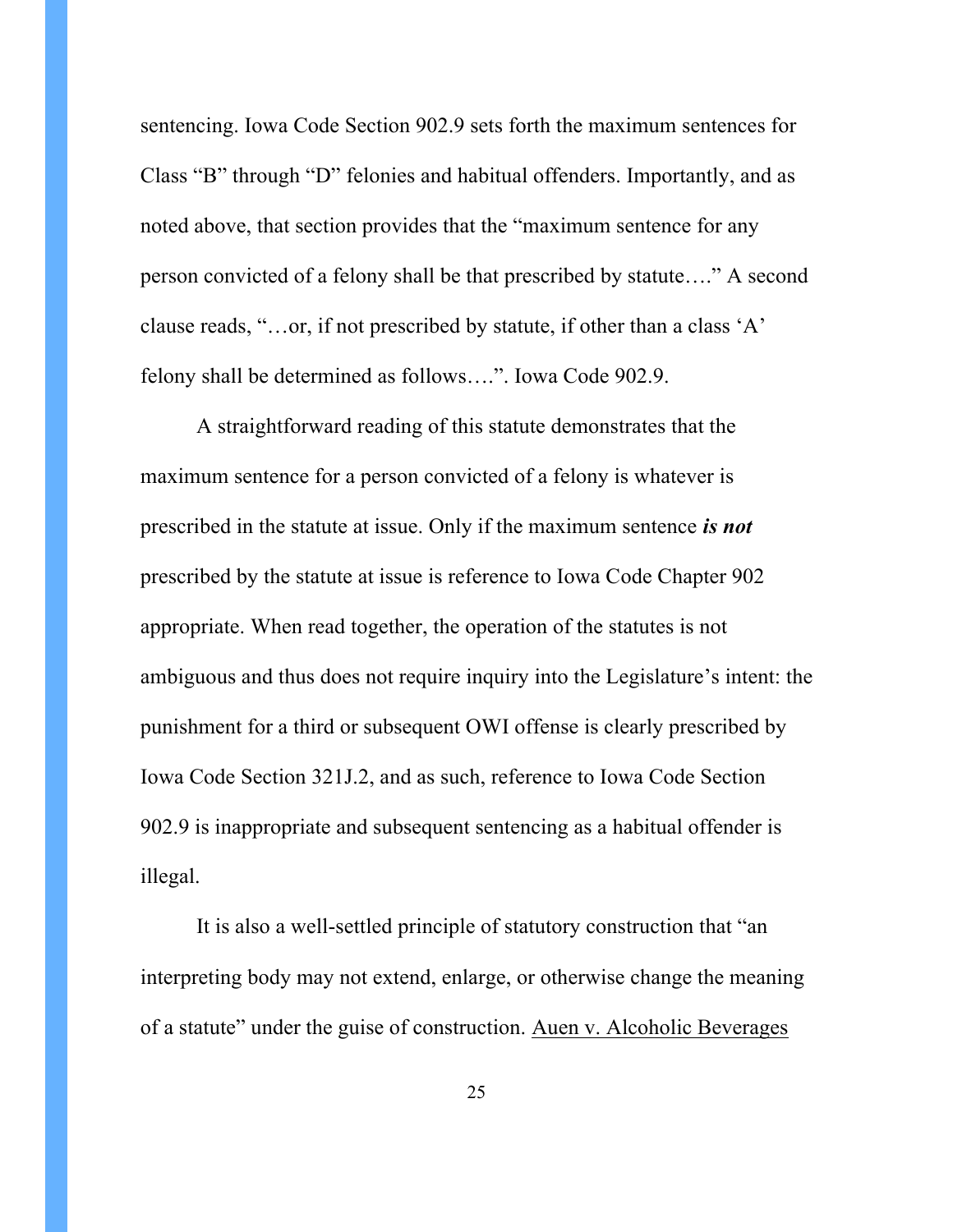sentencing. Iowa Code Section 902.9 sets forth the maximum sentences for Class "B" through "D" felonies and habitual offenders. Importantly, and as noted above, that section provides that the "maximum sentence for any person convicted of a felony shall be that prescribed by statute…." A second clause reads, "…or, if not prescribed by statute, if other than a class 'A' felony shall be determined as follows….". Iowa Code 902.9.

A straightforward reading of this statute demonstrates that the maximum sentence for a person convicted of a felony is whatever is prescribed in the statute at issue. Only if the maximum sentence ***is not*** prescribed by the statute at issue is reference to Iowa Code Chapter 902 appropriate. When read together, the operation of the statutes is not ambiguous and thus does not require inquiry into the Legislature's intent: the punishment for a third or subsequent OWI offense is clearly prescribed by Iowa Code Section 321J.2, and as such, reference to Iowa Code Section 902.9 is inappropriate and subsequent sentencing as a habitual offender is illegal.

It is also a well-settled principle of statutory construction that "an interpreting body may not extend, enlarge, or otherwise change the meaning of a statute" under the guise of construction. Auen v. Alcoholic Beverages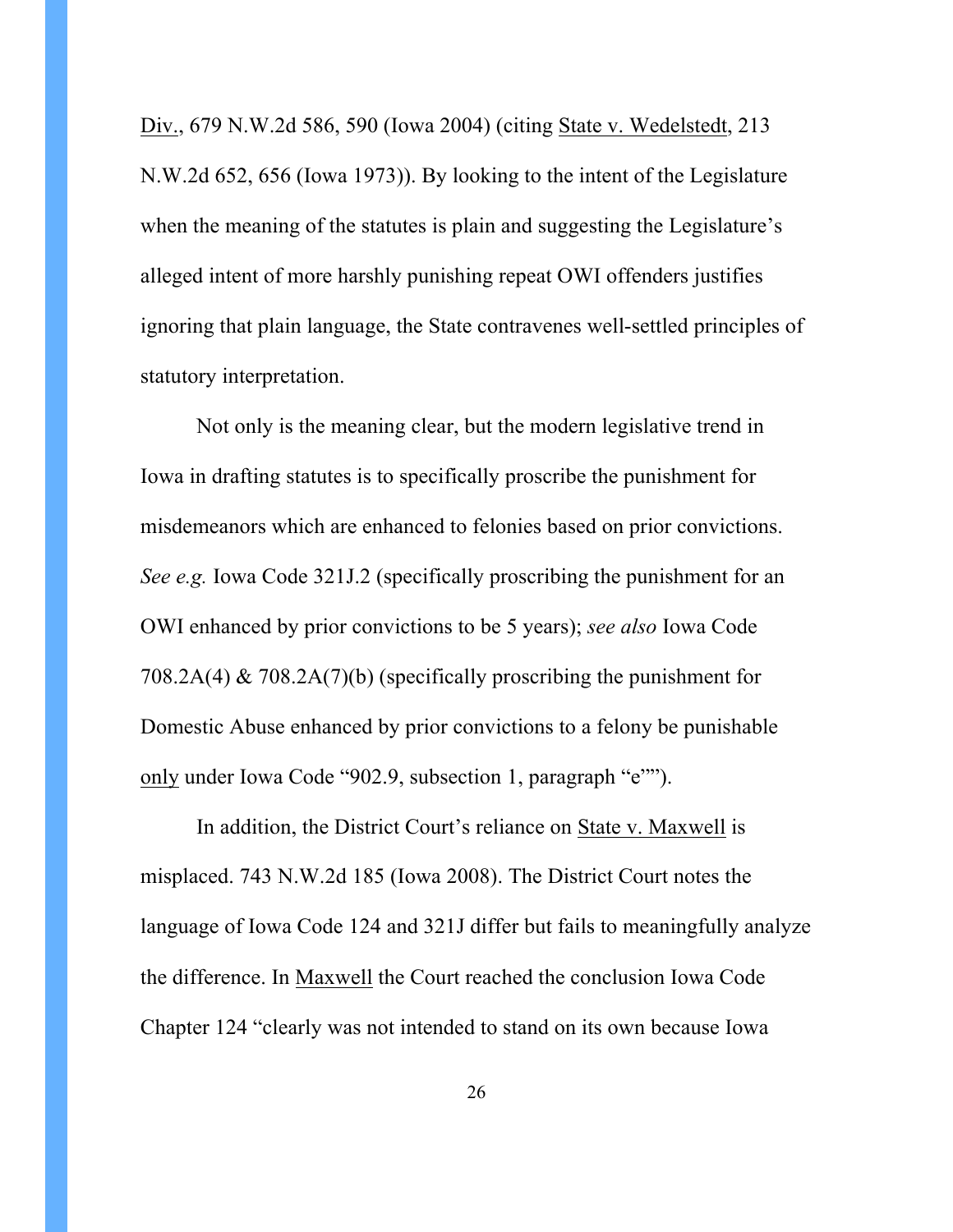Div., 679 N.W.2d 586, 590 (Iowa 2004) (citing State v. Wedelstedt, 213 N.W.2d 652, 656 (Iowa 1973)). By looking to the intent of the Legislature when the meaning of the statutes is plain and suggesting the Legislature's alleged intent of more harshly punishing repeat OWI offenders justifies ignoring that plain language, the State contravenes well-settled principles of statutory interpretation.

Not only is the meaning clear, but the modern legislative trend in Iowa in drafting statutes is to specifically proscribe the punishment for misdemeanors which are enhanced to felonies based on prior convictions. *See e.g.* Iowa Code 321J.2 (specifically proscribing the punishment for an OWI enhanced by prior convictions to be 5 years); *see also* Iowa Code 708.2A(4) & 708.2A(7)(b) (specifically proscribing the punishment for Domestic Abuse enhanced by prior convictions to a felony be punishable only under Iowa Code "902.9, subsection 1, paragraph "e"").

In addition, the District Court's reliance on State v. Maxwell is misplaced. 743 N.W.2d 185 (Iowa 2008). The District Court notes the language of Iowa Code 124 and 321J differ but fails to meaningfully analyze the difference. In Maxwell the Court reached the conclusion Iowa Code Chapter 124 "clearly was not intended to stand on its own because Iowa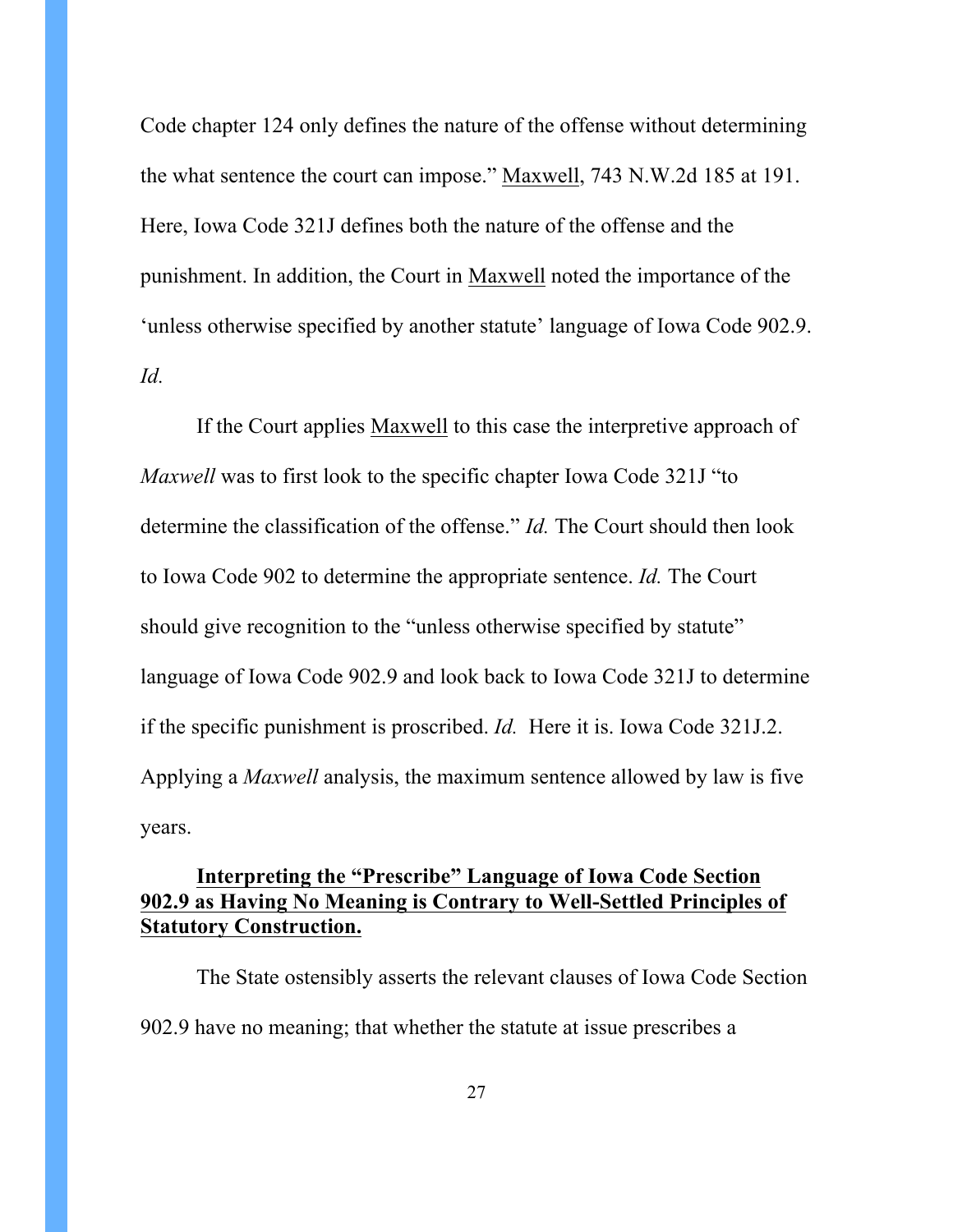Code chapter 124 only defines the nature of the offense without determining the what sentence the court can impose." Maxwell, 743 N.W.2d 185 at 191. Here, Iowa Code 321J defines both the nature of the offense and the punishment. In addition, the Court in Maxwell noted the importance of the 'unless otherwise specified by another statute' language of Iowa Code 902.9. *Id.*

If the Court applies Maxwell to this case the interpretive approach of *Maxwell* was to first look to the specific chapter Iowa Code 321J "to determine the classification of the offense." *Id.* The Court should then look to Iowa Code 902 to determine the appropriate sentence. *Id.* The Court should give recognition to the "unless otherwise specified by statute" language of Iowa Code 902.9 and look back to Iowa Code 321J to determine if the specific punishment is proscribed. *Id.* Here it is. Iowa Code 321J.2. Applying a *Maxwell* analysis, the maximum sentence allowed by law is five years.

**Interpreting the "Prescribe" Language of Iowa Code Section 902.9 as Having No Meaning is Contrary to Well-Settled Principles of Statutory Construction.**

The State ostensibly asserts the relevant clauses of Iowa Code Section 902.9 have no meaning; that whether the statute at issue prescribes a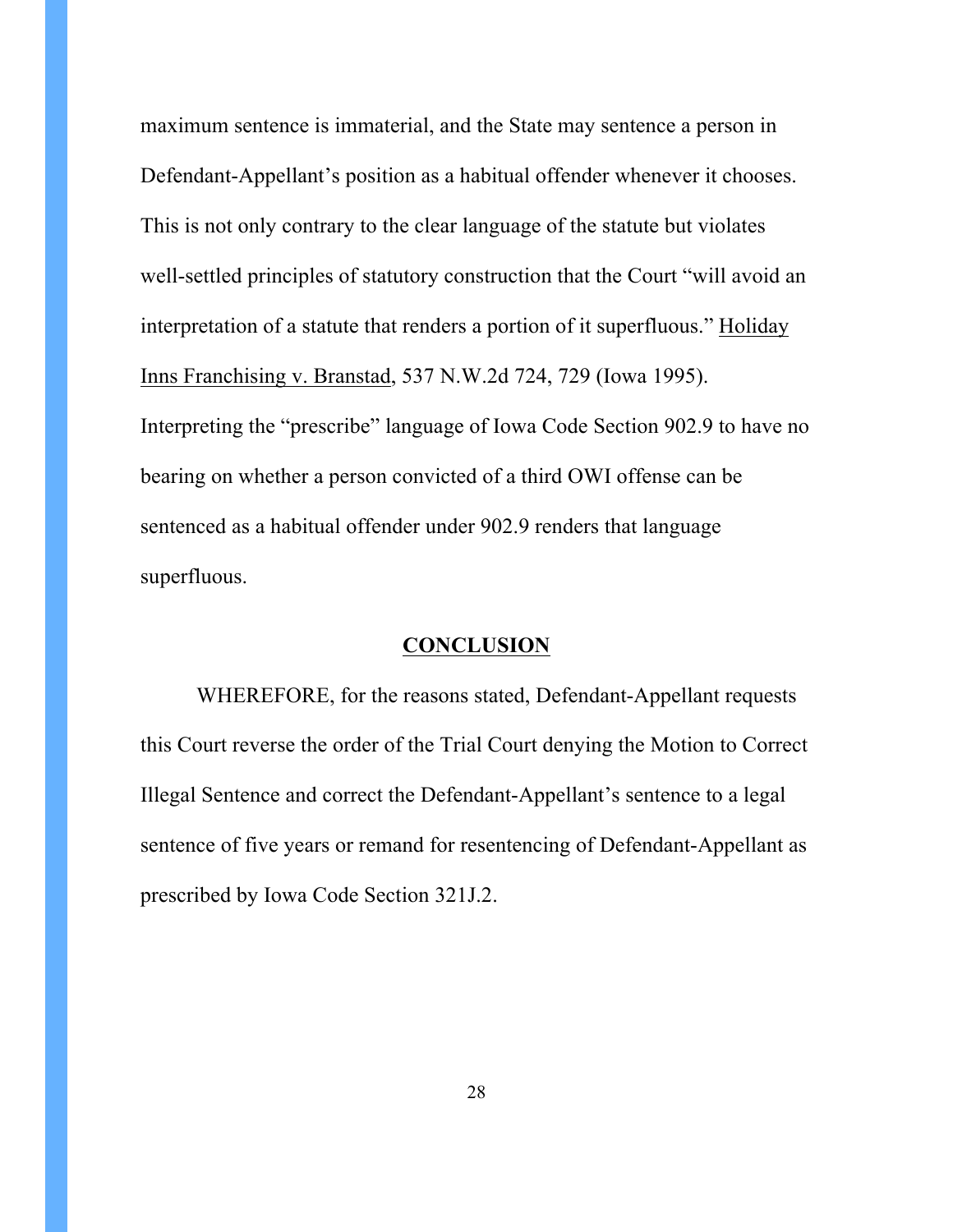maximum sentence is immaterial, and the State may sentence a person in Defendant-Appellant's position as a habitual offender whenever it chooses. This is not only contrary to the clear language of the statute but violates well-settled principles of statutory construction that the Court "will avoid an interpretation of a statute that renders a portion of it superfluous." Holiday Inns Franchising v. Branstad, 537 N.W.2d 724, 729 (Iowa 1995). Interpreting the "prescribe" language of Iowa Code Section 902.9 to have no bearing on whether a person convicted of a third OWI offense can be sentenced as a habitual offender under 902.9 renders that language superfluous.

## CONCLUSION

WHEREFORE, for the reasons stated, Defendant-Appellant requests this Court reverse the order of the Trial Court denying the Motion to Correct Illegal Sentence and correct the Defendant-Appellant's sentence to a legal sentence of five years or remand for resentencing of Defendant-Appellant as prescribed by Iowa Code Section 321J.2.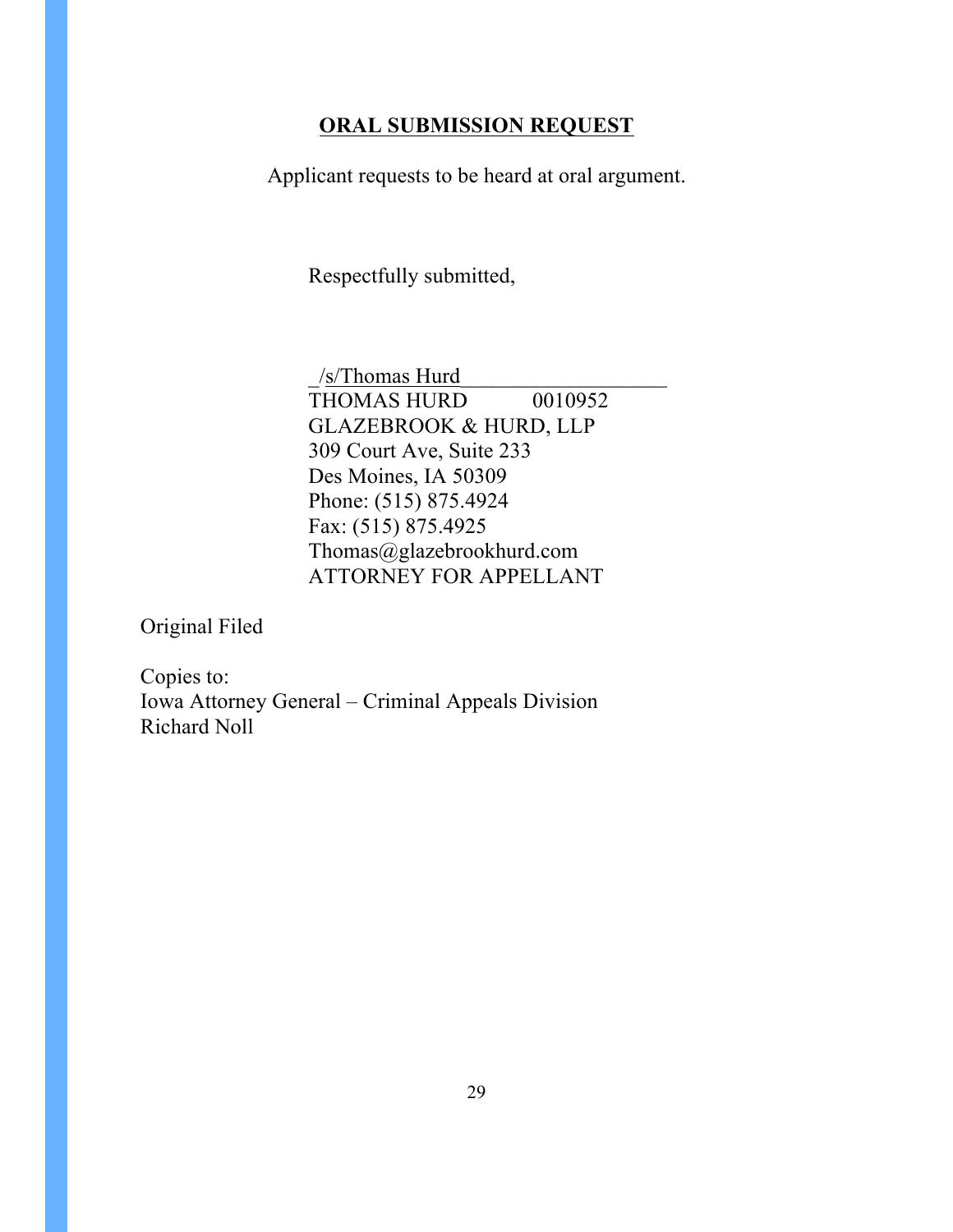## ORAL SUBMISSION REQUEST

Applicant requests to be heard at oral argument.

Respectfully submitted,

_/s/Thomas Hurd____________________
THOMAS HURD 0010952
GLAZEBROOK & HURD, LLP
309 Court Ave, Suite 233
Des Moines, IA 50309
Phone: (515) 875.4924
Fax: (515) 875.4925
Thomas@glazebrookhurd.com
ATTORNEY FOR APPELLANT

Original Filed

Copies to:
Iowa Attorney General – Criminal Appeals Division
Richard Noll